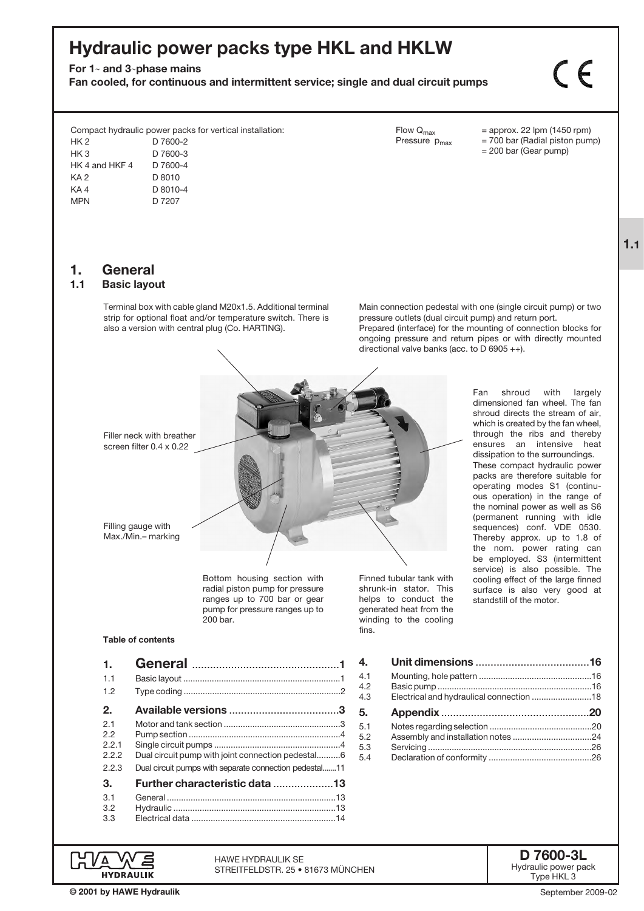# Hydraulic power packs type HKL and HKLW

**For 1~ and 3~phase mains**
**Fan cooled, for continuous and intermittent service; single and dual circuit pumps**

Compact hydraulic power packs for vertical installation:

| | |
|---|---|
| HK 2 | D 7600-2 |
| HK 3 | D 7600-3 |
| HK 4 and HKF 4 | D 7600-4 |
| KA 2 | D 8010 |
| KA 4 | D 8010-4 |
| MPN | D 7207 |

Flow $Q_{max}$ = approx. 22 lpm (1450 rpm)
Pressure $p_{max}$ = 700 bar (Radial piston pump)
= 200 bar (Gear pump)

## 1. General

### 1.1 Basic layout

Terminal box with cable gland M20x1.5. Additional terminal strip for optional float and/or temperature switch. There is also a version with central plug (Co. HARTING).

Main connection pedestal with one (single circuit pump) or two pressure outlets (dual circuit pump) and return port. Prepared (interface) for the mounting of connection blocks for ongoing pressure and return pipes or with directly mounted directional valve banks (acc. to D 6905 ++).

Filler neck with breather screen filter 0.4 x 0.22

Filling gauge with Max./Min.– marking

Bottom housing section with radial piston pump for pressure ranges up to 700 bar or gear pump for pressure ranges up to 200 bar.

Finned tubular tank with shrunk-in stator. This helps to conduct the generated heat from the winding to the cooling fins.

Fan shroud with largely dimensioned fan wheel. The fan shroud directs the stream of air, which is created by the fan wheel, through the ribs and thereby ensures an intensive heat dissipation to the surroundings. These compact hydraulic power packs are therefore suitable for operating modes S1 (continuous operation) in the range of the nominal power as well as S6 (permanent running with idle sequences) conf. VDE 0530. Thereby approx. up to 1.8 of the nom. power rating can be employed. S3 (intermittent service) is also possible. The cooling effect of the large finned surface is also very good at standstill of the motor.

**Table of contents**

| | | |
|---|---|---|
| **1.** | **General** | **1** |
| 1.1 | Basic layout | 1 |
| 1.2 | Type coding | 2 |
| **2.** | **Available versions** | **3** |
| 2.1 | Motor and tank section | 3 |
| 2.2 | Pump section | 4 |
| 2.2.1 | Single circuit pumps | 4 |
| 2.2.2 | Dual circuit pump with joint connection pedestal | 6 |
| 2.2.3 | Dual circuit pumps with separate connection pedestal | 11 |
| **3.** | **Further characteristic data** | **13** |
| 3.1 | General | 13 |
| 3.2 | Hydraulic | 13 |
| 3.3 | Electrical data | 14 |
| **4.** | **Unit dimensions** | **16** |
| 4.1 | Mounting, hole pattern | 16 |
| 4.2 | Basic pump | 16 |
| 4.3 | Electrical and hydraulical connection | 18 |
| **5.** | **Appendix** | **20** |
| 5.1 | Notes regarding selection | 20 |
| 5.2 | Assembly and installation notes | 24 |
| 5.3 | Servicing | 26 |
| 5.4 | Declaration of conformity | 26 |

HAWE HYDRAULIK SE
STREITFELDSTR. 25 • 81673 MÜNCHEN

**D 7600-3L**
Hydraulic power pack
Type HKL 3

© 2001 by HAWE Hydraulik

September 2009-02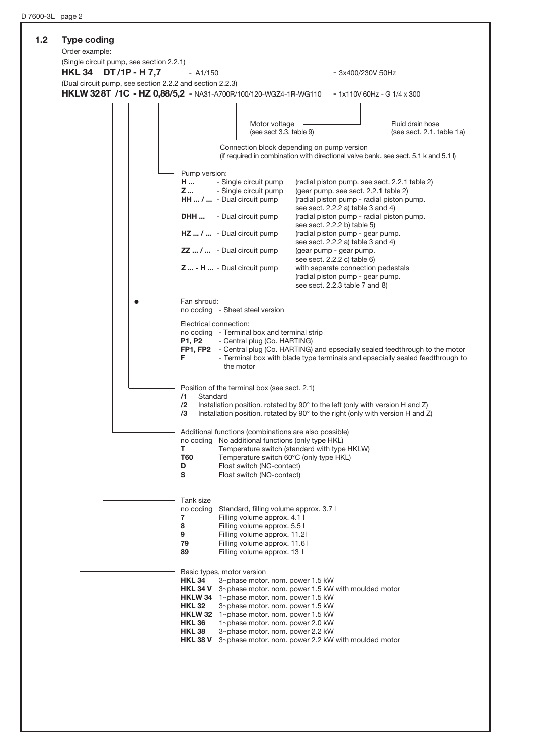## 1.2 Type coding

Order example:

(Single circuit pump, see section 2.2.1)

**HKL 34 DT /1P - H 7,7** - A1/150 - 3x400/230V 50Hz

(Dual circuit pump, see section 2.2.2 and section 2.2.3)

**HKLW 32 8T /1C - HZ 0,88/5,2** - NA31-A700R/100/120-WGZ4-1R-WG110 - 1x110V 60Hz - G 1/4 x 300

**Motor voltage** (see sect 3.3, table 9)

**Fluid drain hose** (see sect. 2.1. table 1a)

**Connection block depending on pump version** (if required in combination with directional valve bank. see sect. 5.1 k and 5.1 l)

**Pump version:**

| Coding | Type | Description |
|---|---|---|
| **H ...** | Single circuit pump | (radial piston pump. see sect. 2.2.1 table 2) |
| **Z ...** | Single circuit pump | (gear pump. see sect. 2.2.1 table 2) |
| **HH ... / ...** | Dual circuit pump | (radial piston pump - radial piston pump. see sect. 2.2.2 a) table 3 and 4) |
| **DHH ...** | Dual circuit pump | (radial piston pump - radial piston pump. see sect. 2.2.2 b) table 5) |
| **HZ ... / ...** | Dual circuit pump | (radial piston pump - gear pump. see sect. 2.2.2 a) table 3 and 4) |
| **ZZ ... / ...** | Dual circuit pump | (gear pump - gear pump. see sect. 2.2.2 c) table 6) |
| **Z ... - H ...** | Dual circuit pump | with separate connection pedestals (radial piston pump - gear pump. see sect. 2.2.3 table 7 and 8) |

**Fan shroud:**

no coding - Sheet steel version

**Electrical connection:**

| Coding | Description |
|---|---|
| no coding | Terminal box and terminal strip |
| **P1, P2** | Central plug (Co. HARTING) |
| **FP1, FP2** | Central plug (Co. HARTING) and epsecially sealed feedthrough to the motor |
| **F** | Terminal box with blade type terminals and epsecially sealed feedthrough to the motor |

**Position of the terminal box** (see sect. 2.1)

| Coding | Description |
|---|---|
| **/1** | Standard |
| **/2** | Installation position. rotated by 90° to the left (only with version H and Z) |
| **/3** | Installation position. rotated by 90° to the right (only with version H and Z) |

**Additional functions** (combinations are also possible)

| Coding | Description |
|---|---|
| no coding | No additional functions (only type HKL) |
| **T** | Temperature switch (standard with type HKLW) |
| **T60** | Temperature switch 60°C (only type HKL) |
| **D** | Float switch (NC-contact) |
| **S** | Float switch (NO-contact) |

**Tank size**

| Coding | Description |
|---|---|
| no coding | Standard, filling volume approx. 3.7 l |
| **7** | Filling volume approx. 4.1 l |
| **8** | Filling volume approx. 5.5 l |
| **9** | Filling volume approx. 11.2 l |
| **79** | Filling volume approx. 11.6 l |
| **89** | Filling volume approx. 13 l |

**Basic types, motor version**

| Coding | Description |
|---|---|
| **HKL 34** | 3~phase motor. nom. power 1.5 kW |
| **HKL 34 V** | 3~phase motor. nom. power 1.5 kW with moulded motor |
| **HKLW 34** | 1~phase motor. nom. power 1.5 kW |
| **HKL 32** | 3~phase motor. nom. power 1.5 kW |
| **HKLW 32** | 1~phase motor. nom. power 1.5 kW |
| **HKL 36** | 1~phase motor. nom. power 2.0 kW |
| **HKL 38** | 3~phase motor. nom. power 2.2 kW |
| **HKL 38 V** | 3~phase motor. nom. power 2.2 kW with moulded motor |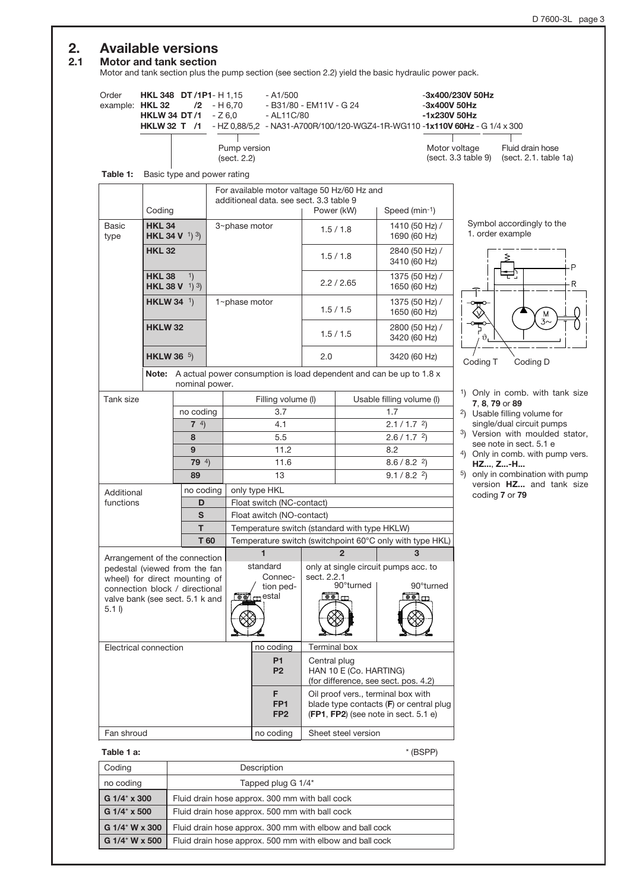## 2. Available versions

### 2.1 Motor and tank section

Motor and tank section plus the pump section (see section 2.2) yield the basic hydraulic power pack.

```
Order     HKL 348  DT /1P1 - H 1,15      - A1/500                                          -3x400/230V 50Hz
example:  HKL 32       /2  - H 6,70      - B31/80 - EM11V - G 24                           -3x400V 50Hz
          HKLW 34 DT /1    - Z 6,0       - AL11C/80                                        -1x230V 50Hz
          HKLW 32  T  /1   - HZ 0,88/5,2 - NA31-A700R/100/120-WGZ4-1R-WG110 -1x110V 60Hz - G 1/4 x 300

                             Pump version                                       Motor voltage          Fluid drain hose
                             (sect. 2.2)                                        (sect. 3.3 table 9)    (sect. 2.1. table 1a)
```

**Table 1:** Basic type and power rating

| | Coding | For available motor valtage 50 Hz/60 Hz and additioneal data. see sect. 3.3 table 9 | Power (kW) | Speed (min⁻¹) |
|---|---|---|---|---|
| Basic type | **HKL 34** / **HKL 34 V** 1) 3) | 3~phase motor | 1.5 / 1.8 | 1410 (50 Hz) / 1690 (60 Hz) |
| | **HKL 32** | | 1.5 / 1.8 | 2840 (50 Hz) / 3410 (60 Hz) |
| | **HKL 38** 1) / **HKL 38 V** 1) 3) | | 2.2 / 2.65 | 1375 (50 Hz) / 1650 (60 Hz) |
| | **HKLW 34** 1) | 1~phase motor | 1.5 / 1.5 | 1375 (50 Hz) / 1650 (60 Hz) |
| | **HKLW 32** | | 1.5 / 1.5 | 2800 (50 Hz) / 3420 (60 Hz) |
| | **HKLW 36** 5) | | 2.0 | 3420 (60 Hz) |

**Note:** A actual power consumption is load dependent and can be up to 1.8 x nominal power.

| Tank size | Coding | Filling volume (l) | Usable filling volume (l) |
|---|---|---|---|
| | no coding | 3.7 | 1.7 |
| | **7** 4) | 4.1 | 2.1 / 1.7 2) |
| | **8** | 5.5 | 2.6 / 1.7 2) |
| | **9** | 11.2 | 8.2 |
| | **79** 4) | 11.6 | 8.6 / 8.2 2) |
| | **89** | 13 | 9.1 / 8.2 2) |

| Additional functions | Coding | Description |
|---|---|---|
| | no coding | only type HKL |
| | **D** | Float switch (NC-contact) |
| | **S** | Float awitch (NO-contact) |
| | **T** | Temperature switch (standard with type HKLW) |
| | **T 60** | Temperature switch (switchpoint 60°C only with type HKL) |

| Arrangement of the connection pedestal (viewed from the fan wheel) for direct mounting of connection block / directional valve bank (see sect. 5.1 k and 5.1 l) | 1 | 2 | 3 |
|---|---|---|---|
| | standard Connection pedestal | only at single circuit pumps acc. to sect. 2.2.1 – 90°turned | 90°turned |

| Electrical connection | Coding | Description |
|---|---|---|
| | no coding | Terminal box |
| | **P1** / **P2** | Central plug HAN 10 E (Co. HARTING) (for difference, see sect. pos. 4.2) |
| | **F** / **FP1** / **FP2** | Oil proof vers., terminal box with blade type contacts (**F**) or central plug (**FP1**, **FP2**) (see note in sect. 5.1 e) |
| Fan shroud | no coding | Sheet steel version |

Symbol accordingly to the 1. order example

Coding T &nbsp;&nbsp; Coding D

1) Only in comb. with tank size **7**, **8**, **79** or **89**
2) Usable filling volume for single/dual circuit pumps
3) Version with moulded stator, see note in sect. 5.1 e
4) Only in comb. with pump vers. **HZ...**, **Z...-H...**
5) only in combination with pump version **HZ...** and tank size coding **7** or **79**

**Table 1 a:**

\* (BSPP)

| Coding | Description |
|---|---|
| no coding | Tapped plug G 1/4* |
| **G 1/4* x 300** | Fluid drain hose approx. 300 mm with ball cock |
| **G 1/4* x 500** | Fluid drain hose approx. 500 mm with ball cock |
| **G 1/4* W x 300** | Fluid drain hose approx. 300 mm with elbow and ball cock |
| **G 1/4* W x 500** | Fluid drain hose approx. 500 mm with elbow and ball cock |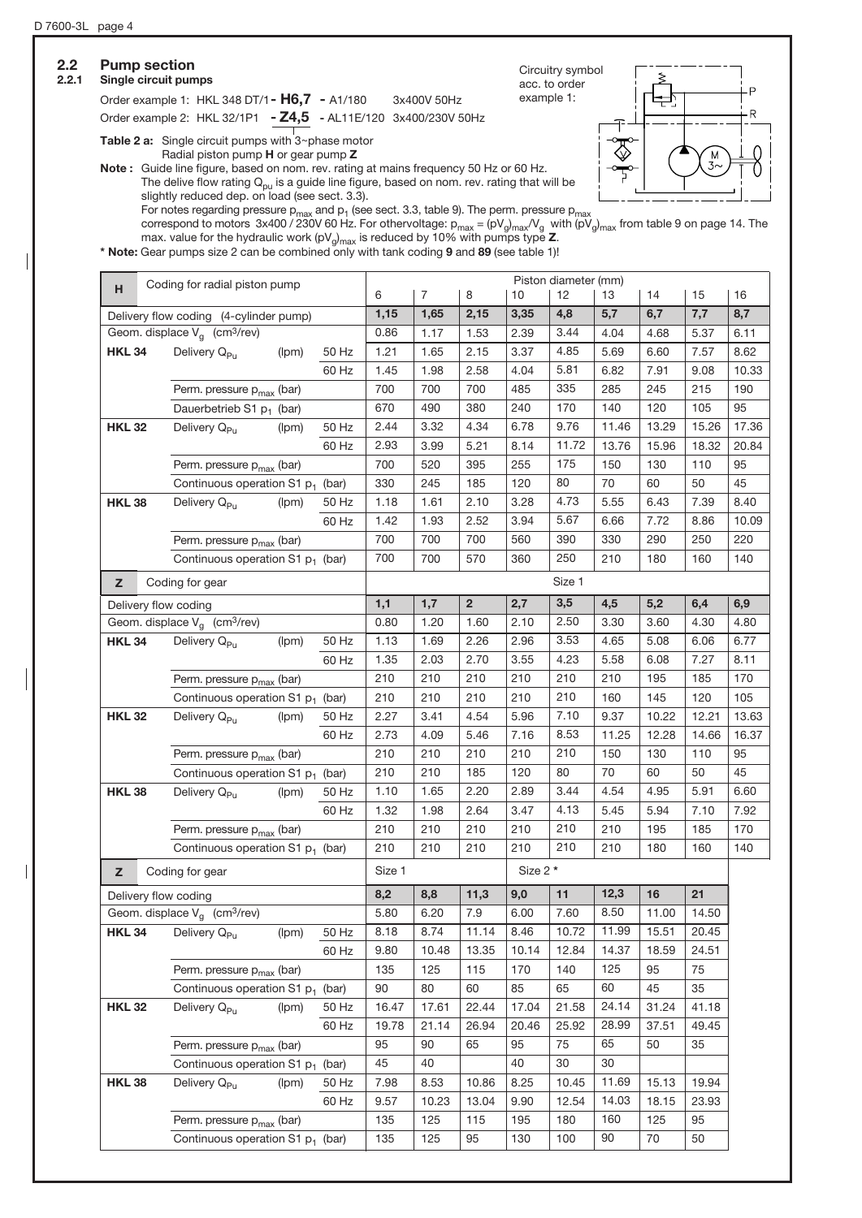## 2.2 Pump section

### 2.2.1 Single circuit pumps

Order example 1: HKL 348 DT/1**- H6,7** - A1/180 3x400V 50Hz

Order example 2: HKL 32/1P1 **- Z4,5** - AL11E/120 3x400/230V 50Hz

Circuitry symbol acc. to order example 1:

**Table 2 a:** Single circuit pumps with 3~phase motor
Radial piston pump **H** or gear pump **Z**

**Note :** Guide line figure, based on nom. rev. rating at mains frequency 50 Hz or 60 Hz.
The delive flow rating $Q_{pu}$ is a guide line figure, based on nom. rev. rating that will be slightly reduced dep. on load (see sect. 3.3).
For notes regarding pressure $p_{max}$ and $p_1$ (see sect. 3.3, table 9). The perm. pressure $p_{max}$ correspond to motors 3x400 / 230V 60 Hz. For othervoltage: $p_{max} = (pV_g)_{max}/V_g$ with $(pV_g)_{max}$ from table 9 on page 14. The max. value for the hydraulic work $(pV_g)_{max}$ is reduced by 10% with pumps type **Z**.

*** Note:** Gear pumps size 2 can be combined only with tank coding **9** and **89** (see table 1)!

| **H** | Coding for radial piston pump | | | Piston diameter (mm) | | | | | | | | |
|---|---|---|---|---|---|---|---|---|---|---|---|---|
| | | | | 6 | 7 | 8 | 10 | 12 | 13 | 14 | 15 | 16 |
| Delivery flow coding (4-cylinder pump) | | | | **1,15** | **1,65** | **2,15** | **3,35** | **4,8** | **5,7** | **6,7** | **7,7** | **8,7** |
| Geom. displace $V_g$ (cm³/rev) | | | | 0.86 | 1.17 | 1.53 | 2.39 | 3.44 | 4.04 | 4.68 | 5.37 | 6.11 |
| **HKL 34** | Delivery $Q_{Pu}$ | (lpm) | 50 Hz | 1.21 | 1.65 | 2.15 | 3.37 | 4.85 | 5.69 | 6.60 | 7.57 | 8.62 |
| | | | 60 Hz | 1.45 | 1.98 | 2.58 | 4.04 | 5.81 | 6.82 | 7.91 | 9.08 | 10.33 |
| | Perm. pressure $p_{max}$ (bar) | | | 700 | 700 | 700 | 485 | 335 | 285 | 245 | 215 | 190 |
| | Dauerbetrieb S1 $p_1$ (bar) | | | 670 | 490 | 380 | 240 | 170 | 140 | 120 | 105 | 95 |
| **HKL 32** | Delivery $Q_{Pu}$ | (lpm) | 50 Hz | 2.44 | 3.32 | 4.34 | 6.78 | 9.76 | 11.46 | 13.29 | 15.26 | 17.36 |
| | | | 60 Hz | 2.93 | 3.99 | 5.21 | 8.14 | 11.72 | 13.76 | 15.96 | 18.32 | 20.84 |
| | Perm. pressure $p_{max}$ (bar) | | | 700 | 520 | 395 | 255 | 175 | 150 | 130 | 110 | 95 |
| | Continuous operation S1 $p_1$ (bar) | | | 330 | 245 | 185 | 120 | 80 | 70 | 60 | 50 | 45 |
| **HKL 38** | Delivery $Q_{Pu}$ | (lpm) | 50 Hz | 1.18 | 1.61 | 2.10 | 3.28 | 4.73 | 5.55 | 6.43 | 7.39 | 8.40 |
| | | | 60 Hz | 1.42 | 1.93 | 2.52 | 3.94 | 5.67 | 6.66 | 7.72 | 8.86 | 10.09 |
| | Perm. pressure $p_{max}$ (bar) | | | 700 | 700 | 700 | 560 | 390 | 330 | 290 | 250 | 220 |
| | Continuous operation S1 $p_1$ (bar) | | | 700 | 700 | 570 | 360 | 250 | 210 | 180 | 160 | 140 |

| **Z** | Coding for gear | | | Size 1 | | | | | | | | |
|---|---|---|---|---|---|---|---|---|---|---|---|---|
| Delivery flow coding | | | | **1,1** | **1,7** | **2** | **2,7** | **3,5** | **4,5** | **5,2** | **6,4** | **6,9** |
| Geom. displace $V_g$ (cm³/rev) | | | | 0.80 | 1.20 | 1.60 | 2.10 | 2.50 | 3.30 | 3.60 | 4.30 | 4.80 |
| **HKL 34** | Delivery $Q_{Pu}$ | (lpm) | 50 Hz | 1.13 | 1.69 | 2.26 | 2.96 | 3.53 | 4.65 | 5.08 | 6.06 | 6.77 |
| | | | 60 Hz | 1.35 | 2.03 | 2.70 | 3.55 | 4.23 | 5.58 | 6.08 | 7.27 | 8.11 |
| | Perm. pressure $p_{max}$ (bar) | | | 210 | 210 | 210 | 210 | 210 | 210 | 195 | 185 | 170 |
| | Continuous operation S1 $p_1$ (bar) | | | 210 | 210 | 210 | 210 | 210 | 160 | 145 | 120 | 105 |
| **HKL 32** | Delivery $Q_{Pu}$ | (lpm) | 50 Hz | 2.27 | 3.41 | 4.54 | 5.96 | 7.10 | 9.37 | 10.22 | 12.21 | 13.63 |
| | | | 60 Hz | 2.73 | 4.09 | 5.46 | 7.16 | 8.53 | 11.25 | 12.28 | 14.66 | 16.37 |
| | Perm. pressure $p_{max}$ (bar) | | | 210 | 210 | 210 | 210 | 210 | 150 | 130 | 110 | 95 |
| | Continuous operation S1 $p_1$ (bar) | | | 210 | 210 | 185 | 120 | 80 | 70 | 60 | 50 | 45 |
| **HKL 38** | Delivery $Q_{Pu}$ | (lpm) | 50 Hz | 1.10 | 1.65 | 2.20 | 2.89 | 3.44 | 4.54 | 4.95 | 5.91 | 6.60 |
| | | | 60 Hz | 1.32 | 1.98 | 2.64 | 3.47 | 4.13 | 5.45 | 5.94 | 7.10 | 7.92 |
| | Perm. pressure $p_{max}$ (bar) | | | 210 | 210 | 210 | 210 | 210 | 210 | 195 | 185 | 170 |
| | Continuous operation S1 $p_1$ (bar) | | | 210 | 210 | 210 | 210 | 210 | 210 | 180 | 160 | 140 |

| **Z** | Coding for gear | | | Size 1 | | | Size 2 * | | | | |
|---|---|---|---|---|---|---|---|---|---|---|---|
| Delivery flow coding | | | | **8,2** | **8,8** | **11,3** | **9,0** | **11** | **12,3** | **16** | **21** |
| Geom. displace $V_g$ (cm³/rev) | | | | 5.80 | 6.20 | 7.9 | 6.00 | 7.60 | 8.50 | 11.00 | 14.50 |
| **HKL 34** | Delivery $Q_{Pu}$ | (lpm) | 50 Hz | 8.18 | 8.74 | 11.14 | 8.46 | 10.72 | 11.99 | 15.51 | 20.45 |
| | | | 60 Hz | 9.80 | 10.48 | 13.35 | 10.14 | 12.84 | 14.37 | 18.59 | 24.51 |
| | Perm. pressure $p_{max}$ (bar) | | | 135 | 125 | 115 | 170 | 140 | 125 | 95 | 75 |
| | Continuous operation S1 $p_1$ (bar) | | | 90 | 80 | 60 | 85 | 65 | 60 | 45 | 35 |
| **HKL 32** | Delivery $Q_{Pu}$ | (lpm) | 50 Hz | 16.47 | 17.61 | 22.44 | 17.04 | 21.58 | 24.14 | 31.24 | 41.18 |
| | | | 60 Hz | 19.78 | 21.14 | 26.94 | 20.46 | 25.92 | 28.99 | 37.51 | 49.45 |
| | Perm. pressure $p_{max}$ (bar) | | | 95 | 90 | 65 | 95 | 75 | 65 | 50 | 35 |
| | Continuous operation S1 $p_1$ (bar) | | | 45 | 40 | | 40 | 30 | 30 | | |
| **HKL 38** | Delivery $Q_{Pu}$ | (lpm) | 50 Hz | 7.98 | 8.53 | 10.86 | 8.25 | 10.45 | 11.69 | 15.13 | 19.94 |
| | | | 60 Hz | 9.57 | 10.23 | 13.04 | 9.90 | 12.54 | 14.03 | 18.15 | 23.93 |
| | Perm. pressure $p_{max}$ (bar) | | | 135 | 125 | 115 | 195 | 180 | 160 | 125 | 95 |
| | Continuous operation S1 $p_1$ (bar) | | | 135 | 125 | 95 | 130 | 100 | 90 | 70 | 50 |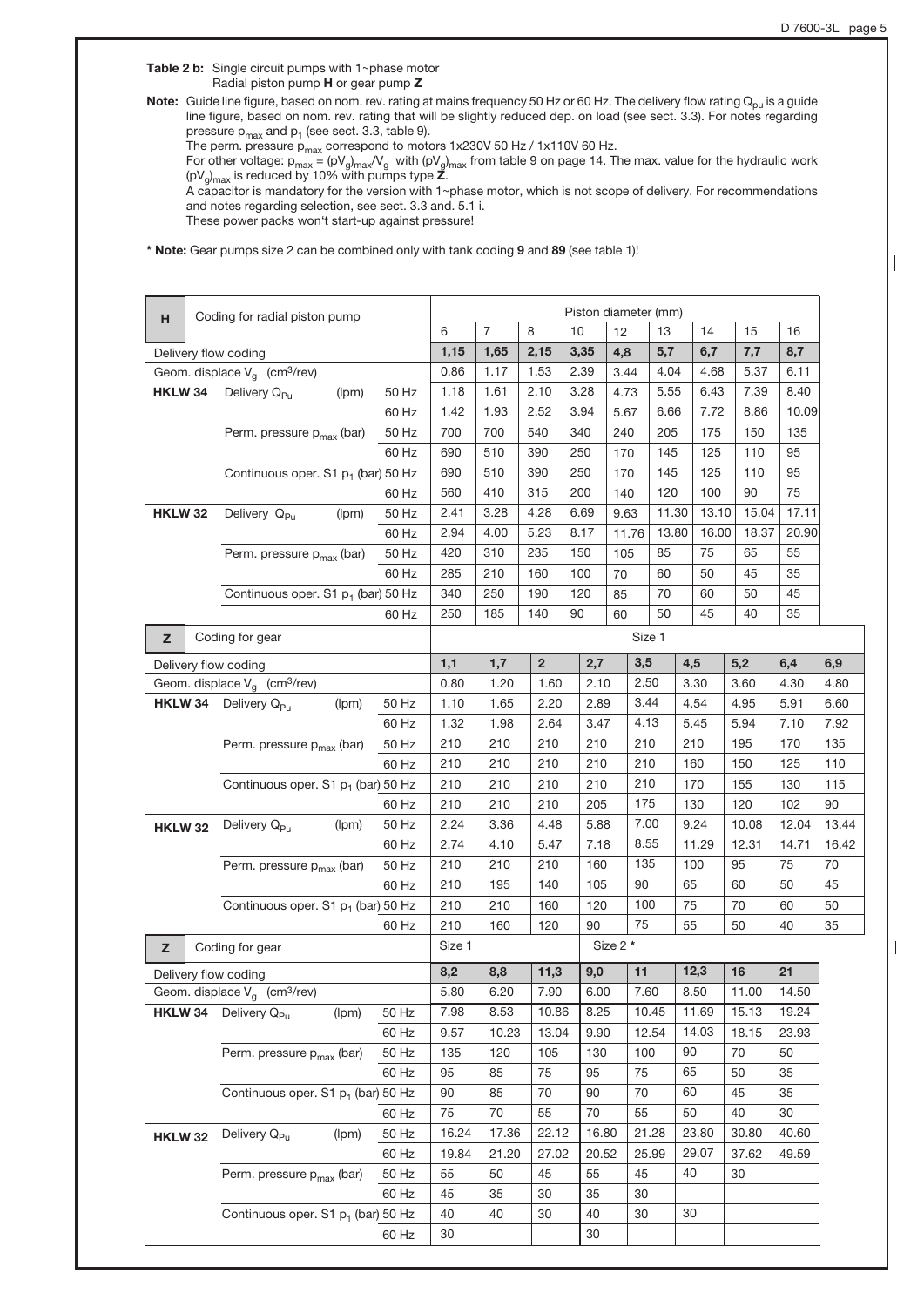**Table 2 b:** Single circuit pumps with 1~phase motor
Radial piston pump **H** or gear pump **Z**

**Note:** Guide line figure, based on nom. rev. rating at mains frequency 50 Hz or 60 Hz. The delivery flow rating $Q_{pu}$ is a guide line figure, based on nom. rev. rating that will be slightly reduced dep. on load (see sect. 3.3). For notes regarding pressure $p_{max}$ and $p_1$ (see sect. 3.3, table 9).
The perm. pressure $p_{max}$ correspond to motors 1x230V 50 Hz / 1x110V 60 Hz.
For other voltage: $p_{max} = (pV_g)_{max}/V_g$ with $(pV_g)_{max}$ from table 9 on page 14. The max. value for the hydraulic work $(pV_g)_{max}$ is reduced by 10% with pumps type **Z**.
A capacitor is mandatory for the version with 1~phase motor, which is not scope of delivery. For recommendations and notes regarding selection, see sect. 3.3 and. 5.1 i.
These power packs won't start-up against pressure!

**\* Note:** Gear pumps size 2 can be combined only with tank coding **9** and **89** (see table 1)!

| **H** | Coding for radial piston pump | | Piston diameter (mm) | | | | | | | | |
|---|---|---|---|---|---|---|---|---|---|---|---|
| | | | 6 | 7 | 8 | 10 | 12 | 13 | 14 | 15 | 16 |
| Delivery flow coding | | | **1,15** | **1,65** | **2,15** | **3,35** | **4,8** | **5,7** | **6,7** | **7,7** | **8,7** |
| Geom. displace $V_g$ (cm³/rev) | | | 0.86 | 1.17 | 1.53 | 2.39 | 3.44 | 4.04 | 4.68 | 5.37 | 6.11 |
| **HKLW 34** | Delivery $Q_{Pu}$ (lpm) | 50 Hz | 1.18 | 1.61 | 2.10 | 3.28 | 4.73 | 5.55 | 6.43 | 7.39 | 8.40 |
| | | 60 Hz | 1.42 | 1.93 | 2.52 | 3.94 | 5.67 | 6.66 | 7.72 | 8.86 | 10.09 |
| | Perm. pressure $p_{max}$ (bar) | 50 Hz | 700 | 700 | 540 | 340 | 240 | 205 | 175 | 150 | 135 |
| | | 60 Hz | 690 | 510 | 390 | 250 | 170 | 145 | 125 | 110 | 95 |
| | Continuous oper. S1 $p_1$ (bar) | 50 Hz | 690 | 510 | 390 | 250 | 170 | 145 | 125 | 110 | 95 |
| | | 60 Hz | 560 | 410 | 315 | 200 | 140 | 120 | 100 | 90 | 75 |
| **HKLW 32** | Delivery $Q_{Pu}$ (lpm) | 50 Hz | 2.41 | 3.28 | 4.28 | 6.69 | 9.63 | 11.30 | 13.10 | 15.04 | 17.11 |
| | | 60 Hz | 2.94 | 4.00 | 5.23 | 8.17 | 11.76 | 13.80 | 16.00 | 18.37 | 20.90 |
| | Perm. pressure $p_{max}$ (bar) | 50 Hz | 420 | 310 | 235 | 150 | 105 | 85 | 75 | 65 | 55 |
| | | 60 Hz | 285 | 210 | 160 | 100 | 70 | 60 | 50 | 45 | 35 |
| | Continuous oper. S1 $p_1$ (bar) | 50 Hz | 340 | 250 | 190 | 120 | 85 | 70 | 60 | 50 | 45 |
| | | 60 Hz | 250 | 185 | 140 | 90 | 60 | 50 | 45 | 40 | 35 |

| **Z** | Coding for gear | | Size 1 | | | | | | | | |
|---|---|---|---|---|---|---|---|---|---|---|---|
| Delivery flow coding | | | **1,1** | **1,7** | **2** | **2,7** | **3,5** | **4,5** | **5,2** | **6,4** | **6,9** |
| Geom. displace $V_g$ (cm³/rev) | | | 0.80 | 1.20 | 1.60 | 2.10 | 2.50 | 3.30 | 3.60 | 4.30 | 4.80 |
| **HKLW 34** | Delivery $Q_{Pu}$ (lpm) | 50 Hz | 1.10 | 1.65 | 2.20 | 2.89 | 3.44 | 4.54 | 4.95 | 5.91 | 6.60 |
| | | 60 Hz | 1.32 | 1.98 | 2.64 | 3.47 | 4.13 | 5.45 | 5.94 | 7.10 | 7.92 |
| | Perm. pressure $p_{max}$ (bar) | 50 Hz | 210 | 210 | 210 | 210 | 210 | 210 | 195 | 170 | 135 |
| | | 60 Hz | 210 | 210 | 210 | 210 | 210 | 160 | 150 | 125 | 110 |
| | Continuous oper. S1 $p_1$ (bar) | 50 Hz | 210 | 210 | 210 | 210 | 210 | 170 | 155 | 130 | 115 |
| | | 60 Hz | 210 | 210 | 210 | 205 | 175 | 130 | 120 | 102 | 90 |
| **HKLW 32** | Delivery $Q_{Pu}$ (lpm) | 50 Hz | 2.24 | 3.36 | 4.48 | 5.88 | 7.00 | 9.24 | 10.08 | 12.04 | 13.44 |
| | | 60 Hz | 2.74 | 4.10 | 5.47 | 7.18 | 8.55 | 11.29 | 12.31 | 14.71 | 16.42 |
| | Perm. pressure $p_{max}$ (bar) | 50 Hz | 210 | 210 | 210 | 160 | 135 | 100 | 95 | 75 | 70 |
| | | 60 Hz | 210 | 195 | 140 | 105 | 90 | 65 | 60 | 50 | 45 |
| | Continuous oper. S1 $p_1$ (bar) | 50 Hz | 210 | 210 | 160 | 120 | 100 | 75 | 70 | 60 | 50 |
| | | 60 Hz | 210 | 160 | 120 | 90 | 75 | 55 | 50 | 40 | 35 |

| **Z** | Coding for gear | | Size 1 | | | Size 2 * | | | | |
|---|---|---|---|---|---|---|---|---|---|---|
| Delivery flow coding | | | **8,2** | **8,8** | **11,3** | **9,0** | **11** | **12,3** | **16** | **21** |
| Geom. displace $V_g$ (cm³/rev) | | | 5.80 | 6.20 | 7.90 | 6.00 | 7.60 | 8.50 | 11.00 | 14.50 |
| **HKLW 34** | Delivery $Q_{Pu}$ (lpm) | 50 Hz | 7.98 | 8.53 | 10.86 | 8.25 | 10.45 | 11.69 | 15.13 | 19.24 |
| | | 60 Hz | 9.57 | 10.23 | 13.04 | 9.90 | 12.54 | 14.03 | 18.15 | 23.93 |
| | Perm. pressure $p_{max}$ (bar) | 50 Hz | 135 | 120 | 105 | 130 | 100 | 90 | 70 | 50 |
| | | 60 Hz | 95 | 85 | 75 | 95 | 75 | 65 | 50 | 35 |
| | Continuous oper. S1 $p_1$ (bar) | 50 Hz | 90 | 85 | 70 | 90 | 70 | 60 | 45 | 35 |
| | | 60 Hz | 75 | 70 | 55 | 70 | 55 | 50 | 40 | 30 |
| **HKLW 32** | Delivery $Q_{Pu}$ (lpm) | 50 Hz | 16.24 | 17.36 | 22.12 | 16.80 | 21.28 | 23.80 | 30.80 | 40.60 |
| | | 60 Hz | 19.84 | 21.20 | 27.02 | 20.52 | 25.99 | 29.07 | 37.62 | 49.59 |
| | Perm. pressure $p_{max}$ (bar) | 50 Hz | 55 | 50 | 45 | 55 | 45 | 40 | 30 | |
| | | 60 Hz | 45 | 35 | 30 | 35 | 30 | | | |
| | Continuous oper. S1 $p_1$ (bar) | 50 Hz | 40 | 40 | 30 | 40 | 30 | 30 | | |
| | | 60 Hz | 30 | | | 30 | | | | |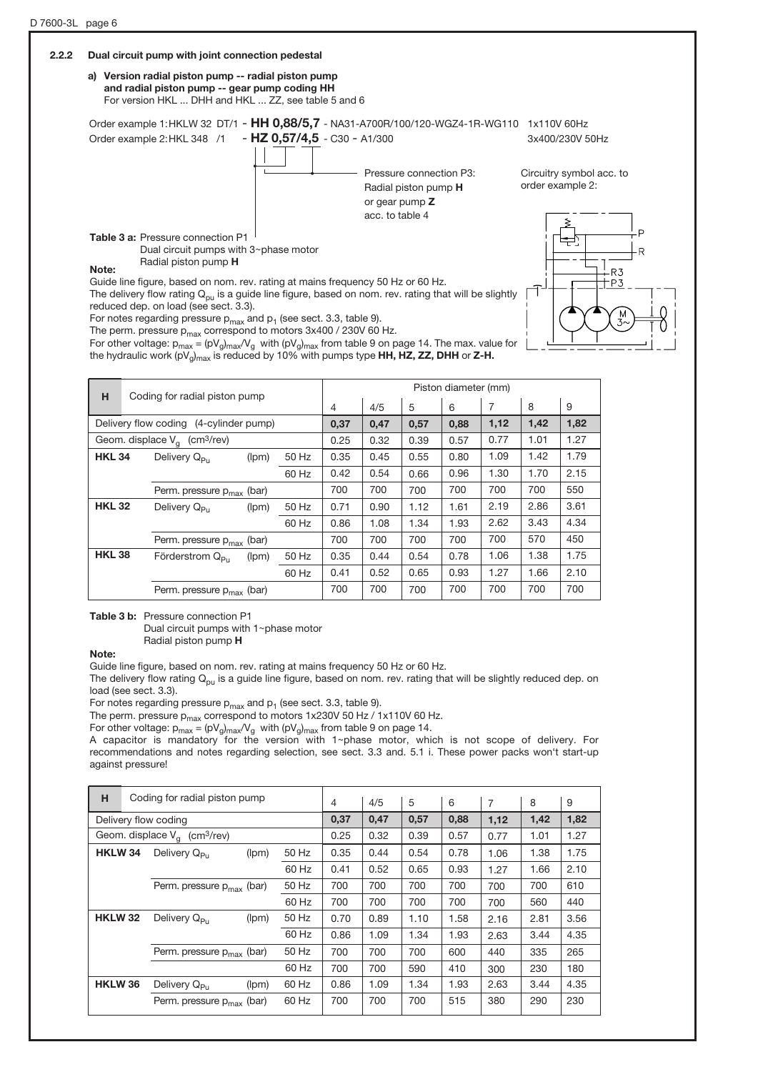### 2.2.2 Dual circuit pump with joint connection pedestal

**a) Version radial piston pump -- radial piston pump and radial piston pump -- gear pump coding HH**

For version HKL ... DHH and HKL ... ZZ, see table 5 and 6

Order example 1: HKLW 32 DT/1 - **HH 0,88/5,7** - NA31-A700R/100/120-WGZ4-1R-WG110 1x110V 60Hz

Order example 2: HKL 348 /1 - **HZ 0,57/4,5** - C30 - A1/300 3x400/230V 50Hz

Pressure connection P3: Radial piston pump **H** or gear pump **Z** acc. to table 4

Circuitry symbol acc. to order example 2:

**Table 3 a:** Pressure connection P1
Dual circuit pumps with 3~phase motor
Radial piston pump **H**

**Note:**

Guide line figure, based on nom. rev. rating at mains frequency 50 Hz or 60 Hz.

The delivery flow rating $Q_{pu}$ is a guide line figure, based on nom. rev. rating that will be slightly reduced dep. on load (see sect. 3.3).

For notes regarding pressure $p_{max}$ and $p_1$ (see sect. 3.3, table 9).

The perm. pressure $p_{max}$ correspond to motors 3x400 / 230V 60 Hz.

For other voltage: $p_{max} = (pV_g)_{max}/V_g$ with $(pV_g)_{max}$ from table 9 on page 14. The max. value for the hydraulic work $(pV_g)_{max}$ is reduced by 10% with pumps type **HH, HZ, ZZ, DHH** or **Z-H.**

| **H** | Coding for radial piston pump | | | Piston diameter (mm) | | | | | | |
|---|---|---|---|---|---|---|---|---|---|---|
| | | | | 4 | 4/5 | 5 | 6 | 7 | 8 | 9 |
| Delivery flow coding (4-cylinder pump) | | | | **0,37** | **0,47** | **0,57** | **0,88** | **1,12** | **1,42** | **1,82** |
| Geom. displace $V_g$ (cm³/rev) | | | | 0.25 | 0.32 | 0.39 | 0.57 | 0.77 | 1.01 | 1.27 |
| **HKL 34** | Delivery $Q_{Pu}$ | (lpm) | 50 Hz | 0.35 | 0.45 | 0.55 | 0.80 | 1.09 | 1.42 | 1.79 |
| | | | 60 Hz | 0.42 | 0.54 | 0.66 | 0.96 | 1.30 | 1.70 | 2.15 |
| | Perm. pressure $p_{max}$ (bar) | | | 700 | 700 | 700 | 700 | 700 | 700 | 550 |
| **HKL 32** | Delivery $Q_{Pu}$ | (lpm) | 50 Hz | 0.71 | 0.90 | 1.12 | 1.61 | 2.19 | 2.86 | 3.61 |
| | | | 60 Hz | 0.86 | 1.08 | 1.34 | 1.93 | 2.62 | 3.43 | 4.34 |
| | Perm. pressure $p_{max}$ (bar) | | | 700 | 700 | 700 | 700 | 700 | 570 | 450 |
| **HKL 38** | Förderstrom $Q_{Pu}$ | (lpm) | 50 Hz | 0.35 | 0.44 | 0.54 | 0.78 | 1.06 | 1.38 | 1.75 |
| | | | 60 Hz | 0.41 | 0.52 | 0.65 | 0.93 | 1.27 | 1.66 | 2.10 |
| | Perm. pressure $p_{max}$ (bar) | | | 700 | 700 | 700 | 700 | 700 | 700 | 700 |

**Table 3 b:** Pressure connection P1
Dual circuit pumps with 1~phase motor
Radial piston pump **H**

**Note:**

Guide line figure, based on nom. rev. rating at mains frequency 50 Hz or 60 Hz.

The delivery flow rating $Q_{pu}$ is a guide line figure, based on nom. rev. rating that will be slightly reduced dep. on load (see sect. 3.3).

For notes regarding pressure $p_{max}$ and $p_1$ (see sect. 3.3, table 9).

The perm. pressure $p_{max}$ correspond to motors 1x230V 50 Hz / 1x110V 60 Hz.

For other voltage: $p_{max} = (pV_g)_{max}/V_g$ with $(pV_g)_{max}$ from table 9 on page 14.

A capacitor is mandatory for the version with 1~phase motor, which is not scope of delivery. For recommendations and notes regarding selection, see sect. 3.3 and. 5.1 i. These power packs won't start-up against pressure!

| **H** | Coding for radial piston pump | | | 4 | 4/5 | 5 | 6 | 7 | 8 | 9 |
|---|---|---|---|---|---|---|---|---|---|---|
| Delivery flow coding | | | | **0,37** | **0,47** | **0,57** | **0,88** | **1,12** | **1,42** | **1,82** |
| Geom. displace $V_g$ (cm³/rev) | | | | 0.25 | 0.32 | 0.39 | 0.57 | 0.77 | 1.01 | 1.27 |
| **HKLW 34** | Delivery $Q_{Pu}$ | (lpm) | 50 Hz | 0.35 | 0.44 | 0.54 | 0.78 | 1.06 | 1.38 | 1.75 |
| | | | 60 Hz | 0.41 | 0.52 | 0.65 | 0.93 | 1.27 | 1.66 | 2.10 |
| | Perm. pressure $p_{max}$ (bar) | | 50 Hz | 700 | 700 | 700 | 700 | 700 | 700 | 610 |
| | | | 60 Hz | 700 | 700 | 700 | 700 | 700 | 560 | 440 |
| **HKLW 32** | Delivery $Q_{Pu}$ | (lpm) | 50 Hz | 0.70 | 0.89 | 1.10 | 1.58 | 2.16 | 2.81 | 3.56 |
| | | | 60 Hz | 0.86 | 1.09 | 1.34 | 1.93 | 2.63 | 3.44 | 4.35 |
| | Perm. pressure $p_{max}$ (bar) | | 50 Hz | 700 | 700 | 700 | 600 | 440 | 335 | 265 |
| | | | 60 Hz | 700 | 700 | 590 | 410 | 300 | 230 | 180 |
| **HKLW 36** | Delivery $Q_{Pu}$ | (lpm) | 60 Hz | 0.86 | 1.09 | 1.34 | 1.93 | 2.63 | 3.44 | 4.35 |
| | Perm. pressure $p_{max}$ (bar) | | 60 Hz | 700 | 700 | 700 | 515 | 380 | 290 | 230 |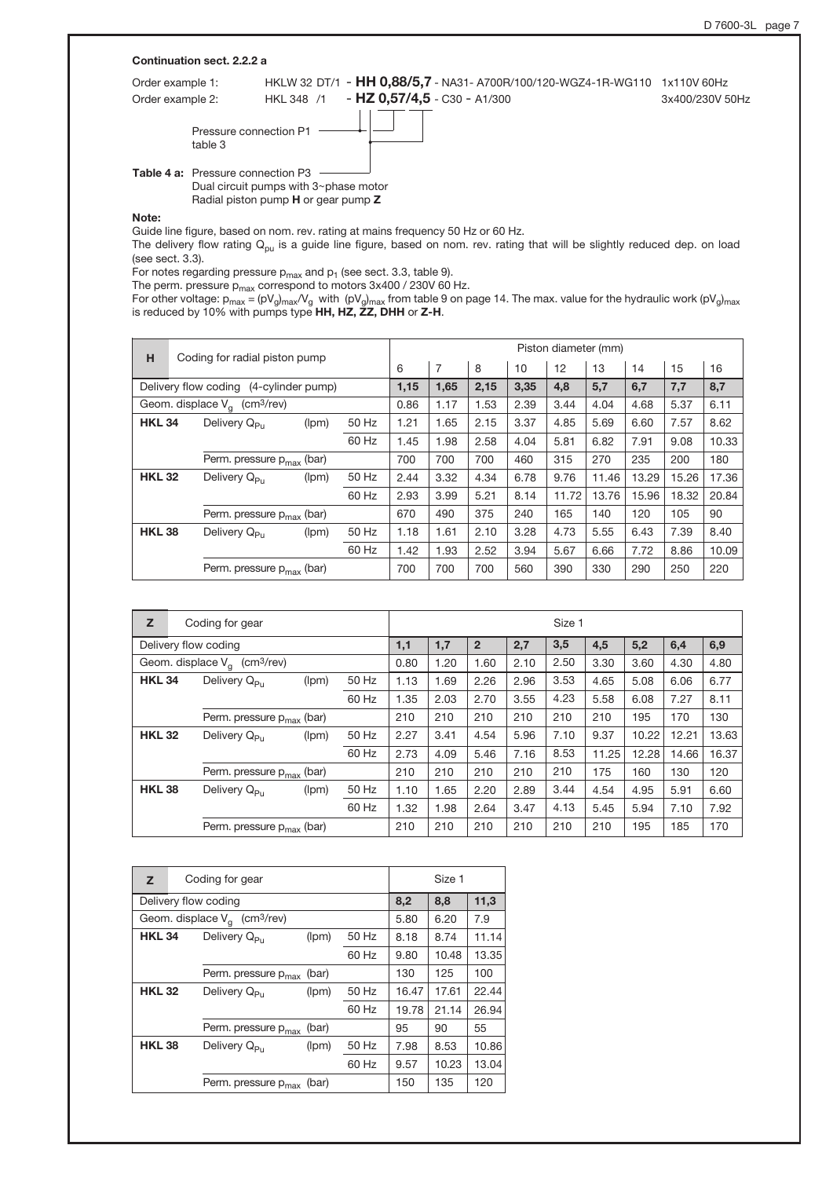**Continuation sect. 2.2.2 a**

Order example 1: HKLW 32 DT/1 - **HH 0,88/5,7** - NA31- A700R/100/120-WGZ4-1R-WG110 1x110V 60Hz

Order example 2: HKL 348 /1 - **HZ 0,57/4,5** - C30 - A1/300 3x400/230V 50Hz

Pressure connection P1 table 3

**Table 4 a:** Pressure connection P3
Dual circuit pumps with 3~phase motor
Radial piston pump **H** or gear pump **Z**

**Note:**

Guide line figure, based on nom. rev. rating at mains frequency 50 Hz or 60 Hz.

The delivery flow rating $Q_{pu}$ is a guide line figure, based on nom. rev. rating that will be slightly reduced dep. on load (see sect. 3.3).

For notes regarding pressure $p_{max}$ and $p_1$ (see sect. 3.3, table 9).

The perm. pressure $p_{max}$ correspond to motors 3x400 / 230V 60 Hz.

For other voltage: $p_{max} = (pV_g)_{max}/V_g$ with $(pV_g)_{max}$ from table 9 on page 14. The max. value for the hydraulic work $(pV_g)_{max}$ is reduced by 10% with pumps type **HH, HZ, ZZ, DHH** or **Z-H**.

| **H** | Coding for radial piston pump | | | Piston diameter (mm) | | | | | | | | |
|---|---|---|---|---|---|---|---|---|---|---|---|---|
| | | | | 6 | 7 | 8 | 10 | 12 | 13 | 14 | 15 | 16 |
| Delivery flow coding (4-cylinder pump) | | | | **1,15** | **1,65** | **2,15** | **3,35** | **4,8** | **5,7** | **6,7** | **7,7** | **8,7** |
| Geom. displace $V_g$ (cm³/rev) | | | | 0.86 | 1.17 | 1.53 | 2.39 | 3.44 | 4.04 | 4.68 | 5.37 | 6.11 |
| **HKL 34** | Delivery $Q_{Pu}$ | (lpm) | 50 Hz | 1.21 | 1.65 | 2.15 | 3.37 | 4.85 | 5.69 | 6.60 | 7.57 | 8.62 |
| | | | 60 Hz | 1.45 | 1.98 | 2.58 | 4.04 | 5.81 | 6.82 | 7.91 | 9.08 | 10.33 |
| | Perm. pressure $p_{max}$ (bar) | | | 700 | 700 | 700 | 460 | 315 | 270 | 235 | 200 | 180 |
| **HKL 32** | Delivery $Q_{Pu}$ | (lpm) | 50 Hz | 2.44 | 3.32 | 4.34 | 6.78 | 9.76 | 11.46 | 13.29 | 15.26 | 17.36 |
| | | | 60 Hz | 2.93 | 3.99 | 5.21 | 8.14 | 11.72 | 13.76 | 15.96 | 18.32 | 20.84 |
| | Perm. pressure $p_{max}$ (bar) | | | 670 | 490 | 375 | 240 | 165 | 140 | 120 | 105 | 90 |
| **HKL 38** | Delivery $Q_{Pu}$ | (lpm) | 50 Hz | 1.18 | 1.61 | 2.10 | 3.28 | 4.73 | 5.55 | 6.43 | 7.39 | 8.40 |
| | | | 60 Hz | 1.42 | 1.93 | 2.52 | 3.94 | 5.67 | 6.66 | 7.72 | 8.86 | 10.09 |
| | Perm. pressure $p_{max}$ (bar) | | | 700 | 700 | 700 | 560 | 390 | 330 | 290 | 250 | 220 |

| **Z** | Coding for gear | | | Size 1 | | | | | | | | |
|---|---|---|---|---|---|---|---|---|---|---|---|---|
| Delivery flow coding | | | | **1,1** | **1,7** | **2** | **2,7** | **3,5** | **4,5** | **5,2** | **6,4** | **6,9** |
| Geom. displace $V_g$ (cm³/rev) | | | | 0.80 | 1.20 | 1.60 | 2.10 | 2.50 | 3.30 | 3.60 | 4.30 | 4.80 |
| **HKL 34** | Delivery $Q_{Pu}$ | (lpm) | 50 Hz | 1.13 | 1.69 | 2.26 | 2.96 | 3.53 | 4.65 | 5.08 | 6.06 | 6.77 |
| | | | 60 Hz | 1.35 | 2.03 | 2.70 | 3.55 | 4.23 | 5.58 | 6.08 | 7.27 | 8.11 |
| | Perm. pressure $p_{max}$ (bar) | | | 210 | 210 | 210 | 210 | 210 | 210 | 195 | 170 | 130 |
| **HKL 32** | Delivery $Q_{Pu}$ | (lpm) | 50 Hz | 2.27 | 3.41 | 4.54 | 5.96 | 7.10 | 9.37 | 10.22 | 12.21 | 13.63 |
| | | | 60 Hz | 2.73 | 4.09 | 5.46 | 7.16 | 8.53 | 11.25 | 12.28 | 14.66 | 16.37 |
| | Perm. pressure $p_{max}$ (bar) | | | 210 | 210 | 210 | 210 | 210 | 175 | 160 | 130 | 120 |
| **HKL 38** | Delivery $Q_{Pu}$ | (lpm) | 50 Hz | 1.10 | 1.65 | 2.20 | 2.89 | 3.44 | 4.54 | 4.95 | 5.91 | 6.60 |
| | | | 60 Hz | 1.32 | 1.98 | 2.64 | 3.47 | 4.13 | 5.45 | 5.94 | 7.10 | 7.92 |
| | Perm. pressure $p_{max}$ (bar) | | | 210 | 210 | 210 | 210 | 210 | 210 | 195 | 185 | 170 |

| **Z** | Coding for gear | | | Size 1 | | |
|---|---|---|---|---|---|---|
| Delivery flow coding | | | | **8,2** | **8,8** | **11,3** |
| Geom. displace $V_g$ (cm³/rev) | | | | 5.80 | 6.20 | 7.9 |
| **HKL 34** | Delivery $Q_{Pu}$ | (lpm) | 50 Hz | 8.18 | 8.74 | 11.14 |
| | | | 60 Hz | 9.80 | 10.48 | 13.35 |
| | Perm. pressure $p_{max}$ (bar) | | | 130 | 125 | 100 |
| **HKL 32** | Delivery $Q_{Pu}$ | (lpm) | 50 Hz | 16.47 | 17.61 | 22.44 |
| | | | 60 Hz | 19.78 | 21.14 | 26.94 |
| | Perm. pressure $p_{max}$ (bar) | | | 95 | 90 | 55 |
| **HKL 38** | Delivery $Q_{Pu}$ | (lpm) | 50 Hz | 7.98 | 8.53 | 10.86 |
| | | | 60 Hz | 9.57 | 10.23 | 13.04 |
| | Perm. pressure $p_{max}$ (bar) | | | 150 | 135 | 120 |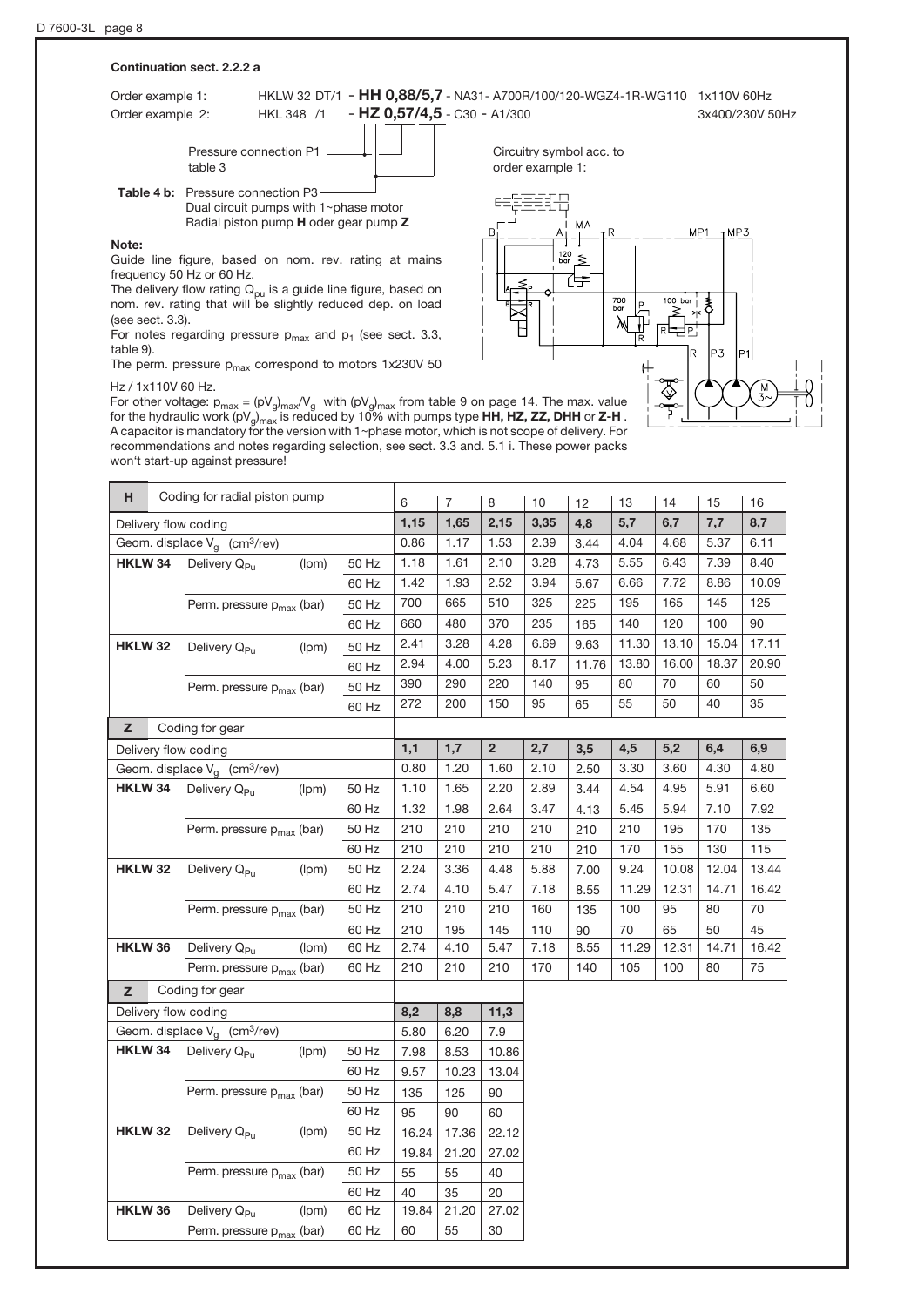**Continuation sect. 2.2.2 a**

Order example 1: HKLW 32 DT/1 - **HH 0,88/5,7** - NA31- A700R/100/120-WGZ4-1R-WG110 1x110V 60Hz

Order example 2: HKL 348 /1 - **HZ 0,57/4,5** - C30 - A1/300 3x400/230V 50Hz

Pressure connection P1 table 3

**Table 4 b:** Pressure connection P3
Dual circuit pumps with 1~phase motor
Radial piston pump **H** oder gear pump **Z**

Circuitry symbol acc. to order example 1:

**Note:**

Guide line figure, based on nom. rev. rating at mains frequency 50 Hz or 60 Hz.

The delivery flow rating $Q_{pu}$ is a guide line figure, based on nom. rev. rating that will be slightly reduced dep. on load (see sect. 3.3).

For notes regarding pressure $p_{max}$ and $p_1$ (see sect. 3.3, table 9).

The perm. pressure $p_{max}$ correspond to motors 1x230V 50 Hz / 1x110V 60 Hz.

For other voltage: $p_{max} = (pV_g)_{max}/V_g$ with $(pV_g)_{max}$ from table 9 on page 14. The max. value for the hydraulic work $(pV_g)_{max}$ is reduced by 10% with pumps type **HH, HZ, ZZ, DHH** or **Z-H** . A capacitor is mandatory for the version with 1~phase motor, which is not scope of delivery. For recommendations and notes regarding selection, see sect. 3.3 and. 5.1 i. These power packs won't start-up against pressure!

| **H** Coding for radial piston pump | | | 6 | 7 | 8 | 10 | 12 | 13 | 14 | 15 | 16 |
|---|---|---|---|---|---|---|---|---|---|---|---|
| Delivery flow coding | | | **1,15** | **1,65** | **2,15** | **3,35** | **4,8** | **5,7** | **6,7** | **7,7** | **8,7** |
| Geom. displace $V_g$ (cm³/rev) | | | 0.86 | 1.17 | 1.53 | 2.39 | 3.44 | 4.04 | 4.68 | 5.37 | 6.11 |
| **HKLW 34** | Delivery $Q_{Pu}$ (lpm) | 50 Hz | 1.18 | 1.61 | 2.10 | 3.28 | 4.73 | 5.55 | 6.43 | 7.39 | 8.40 |
| | | 60 Hz | 1.42 | 1.93 | 2.52 | 3.94 | 5.67 | 6.66 | 7.72 | 8.86 | 10.09 |
| | Perm. pressure $p_{max}$ (bar) | 50 Hz | 700 | 665 | 510 | 325 | 225 | 195 | 165 | 145 | 125 |
| | | 60 Hz | 660 | 480 | 370 | 235 | 165 | 140 | 120 | 100 | 90 |
| **HKLW 32** | Delivery $Q_{Pu}$ (lpm) | 50 Hz | 2.41 | 3.28 | 4.28 | 6.69 | 9.63 | 11.30 | 13.10 | 15.04 | 17.11 |
| | | 60 Hz | 2.94 | 4.00 | 5.23 | 8.17 | 11.76 | 13.80 | 16.00 | 18.37 | 20.90 |
| | Perm. pressure $p_{max}$ (bar) | 50 Hz | 390 | 290 | 220 | 140 | 95 | 80 | 70 | 60 | 50 |
| | | 60 Hz | 272 | 200 | 150 | 95 | 65 | 55 | 50 | 40 | 35 |

| **Z** Coding for gear | | | | | | | | | | | |
|---|---|---|---|---|---|---|---|---|---|---|---|
| Delivery flow coding | | | **1,1** | **1,7** | **2** | **2,7** | **3,5** | **4,5** | **5,2** | **6,4** | **6,9** |
| Geom. displace $V_g$ (cm³/rev) | | | 0.80 | 1.20 | 1.60 | 2.10 | 2.50 | 3.30 | 3.60 | 4.30 | 4.80 |
| **HKLW 34** | Delivery $Q_{Pu}$ (lpm) | 50 Hz | 1.10 | 1.65 | 2.20 | 2.89 | 3.44 | 4.54 | 4.95 | 5.91 | 6.60 |
| | | 60 Hz | 1.32 | 1.98 | 2.64 | 3.47 | 4.13 | 5.45 | 5.94 | 7.10 | 7.92 |
| | Perm. pressure $p_{max}$ (bar) | 50 Hz | 210 | 210 | 210 | 210 | 210 | 210 | 195 | 170 | 135 |
| | | 60 Hz | 210 | 210 | 210 | 210 | 210 | 170 | 155 | 130 | 115 |
| **HKLW 32** | Delivery $Q_{Pu}$ (lpm) | 50 Hz | 2.24 | 3.36 | 4.48 | 5.88 | 7.00 | 9.24 | 10.08 | 12.04 | 13.44 |
| | | 60 Hz | 2.74 | 4.10 | 5.47 | 7.18 | 8.55 | 11.29 | 12.31 | 14.71 | 16.42 |
| | Perm. pressure $p_{max}$ (bar) | 50 Hz | 210 | 210 | 210 | 160 | 135 | 100 | 95 | 80 | 70 |
| | | 60 Hz | 210 | 195 | 145 | 110 | 90 | 70 | 65 | 50 | 45 |
| **HKLW 36** | Delivery $Q_{Pu}$ (lpm) | 60 Hz | 2.74 | 4.10 | 5.47 | 7.18 | 8.55 | 11.29 | 12.31 | 14.71 | 16.42 |
| | Perm. pressure $p_{max}$ (bar) | 60 Hz | 210 | 210 | 210 | 170 | 140 | 105 | 100 | 80 | 75 |

| **Z** Coding for gear | | | | | |
|---|---|---|---|---|---|
| Delivery flow coding | | | **8,2** | **8,8** | **11,3** |
| Geom. displace $V_g$ (cm³/rev) | | | 5.80 | 6.20 | 7.9 |
| **HKLW 34** | Delivery $Q_{Pu}$ (lpm) | 50 Hz | 7.98 | 8.53 | 10.86 |
| | | 60 Hz | 9.57 | 10.23 | 13.04 |
| | Perm. pressure $p_{max}$ (bar) | 50 Hz | 135 | 125 | 90 |
| | | 60 Hz | 95 | 90 | 60 |
| **HKLW 32** | Delivery $Q_{Pu}$ (lpm) | 50 Hz | 16.24 | 17.36 | 22.12 |
| | | 60 Hz | 19.84 | 21.20 | 27.02 |
| | Perm. pressure $p_{max}$ (bar) | 50 Hz | 55 | 55 | 40 |
| | | 60 Hz | 40 | 35 | 20 |
| **HKLW 36** | Delivery $Q_{Pu}$ (lpm) | 60 Hz | 19.84 | 21.20 | 27.02 |
| | Perm. pressure $p_{max}$ (bar) | 60 Hz | 60 | 55 | 30 |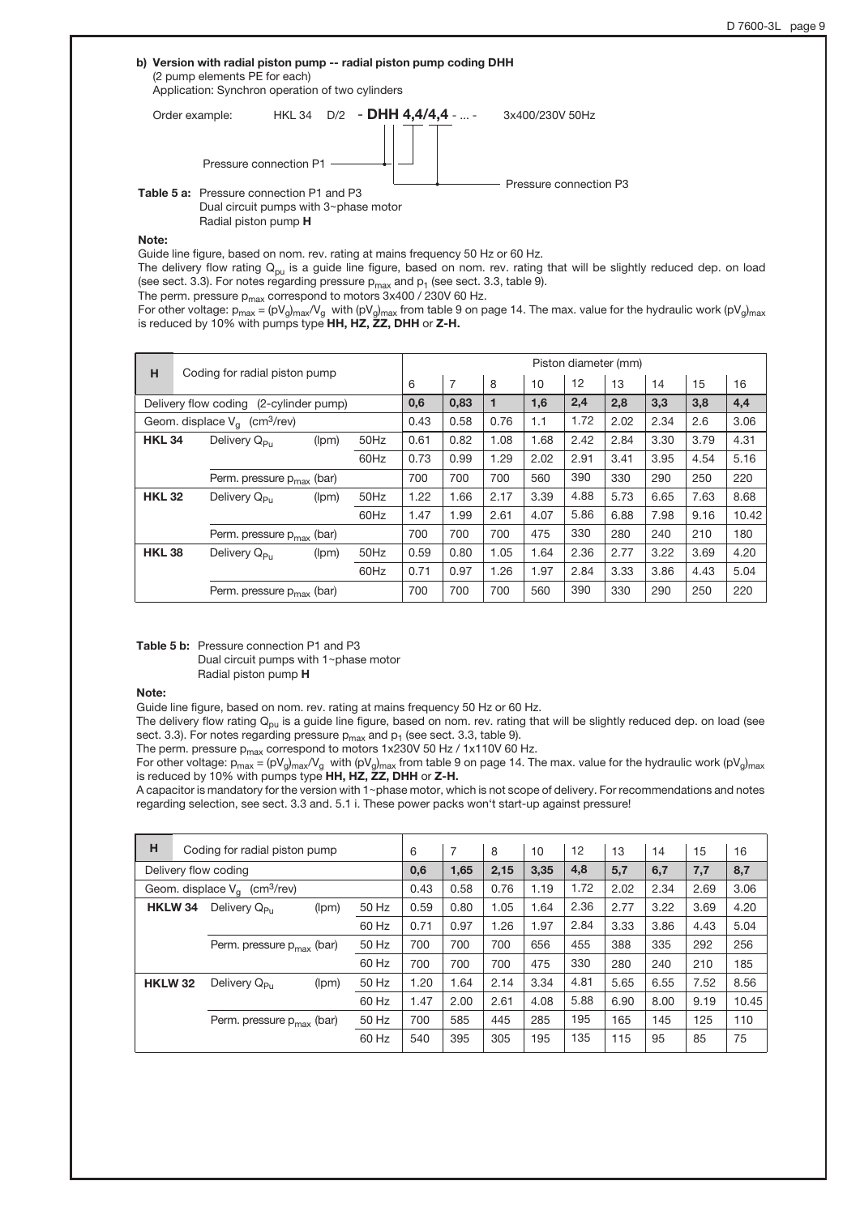**b) Version with radial piston pump -- radial piston pump coding DHH**
(2 pump elements PE for each)
Application: Synchron operation of two cylinders

Order example: HKL 34 D/2 - **DHH 4,4/4,4** - ... - 3x400/230V 50Hz

Pressure connection P1

Pressure connection P3

**Table 5 a:** Pressure connection P1 and P3
Dual circuit pumps with 3~phase motor
Radial piston pump **H**

**Note:**

Guide line figure, based on nom. rev. rating at mains frequency 50 Hz or 60 Hz.
The delivery flow rating $Q_{pu}$ is a guide line figure, based on nom. rev. rating that will be slightly reduced dep. on load (see sect. 3.3). For notes regarding pressure $p_{max}$ and $p_1$ (see sect. 3.3, table 9).
The perm. pressure $p_{max}$ correspond to motors 3x400 / 230V 60 Hz.
For other voltage: $p_{max} = (pV_g)_{max}/V_g$ with $(pV_g)_{max}$ from table 9 on page 14. The max. value for the hydraulic work $(pV_g)_{max}$ is reduced by 10% with pumps type **HH, HZ, ZZ, DHH** or **Z-H.**

| H | Coding for radial piston pump | | | Piston diameter (mm) | | | | | | | | |
|---|---|---|---|---|---|---|---|---|---|---|---|---|
| | | | | 6 | 7 | 8 | 10 | 12 | 13 | 14 | 15 | 16 |
| Delivery flow coding (2-cylinder pump) | | | | **0,6** | **0,83** | **1** | **1,6** | **2,4** | **2,8** | **3,3** | **3,8** | **4,4** |
| Geom. displace $V_g$ (cm³/rev) | | | | 0.43 | 0.58 | 0.76 | 1.1 | 1.72 | 2.02 | 2.34 | 2.6 | 3.06 |
| **HKL 34** | Delivery $Q_{Pu}$ | (lpm) | 50Hz | 0.61 | 0.82 | 1.08 | 1.68 | 2.42 | 2.84 | 3.30 | 3.79 | 4.31 |
| | | | 60Hz | 0.73 | 0.99 | 1.29 | 2.02 | 2.91 | 3.41 | 3.95 | 4.54 | 5.16 |
| | Perm. pressure $p_{max}$ (bar) | | | 700 | 700 | 700 | 560 | 390 | 330 | 290 | 250 | 220 |
| **HKL 32** | Delivery $Q_{Pu}$ | (lpm) | 50Hz | 1.22 | 1.66 | 2.17 | 3.39 | 4.88 | 5.73 | 6.65 | 7.63 | 8.68 |
| | | | 60Hz | 1.47 | 1.99 | 2.61 | 4.07 | 5.86 | 6.88 | 7.98 | 9.16 | 10.42 |
| | Perm. pressure $p_{max}$ (bar) | | | 700 | 700 | 700 | 475 | 330 | 280 | 240 | 210 | 180 |
| **HKL 38** | Delivery $Q_{Pu}$ | (lpm) | 50Hz | 0.59 | 0.80 | 1.05 | 1.64 | 2.36 | 2.77 | 3.22 | 3.69 | 4.20 |
| | | | 60Hz | 0.71 | 0.97 | 1.26 | 1.97 | 2.84 | 3.33 | 3.86 | 4.43 | 5.04 |
| | Perm. pressure $p_{max}$ (bar) | | | 700 | 700 | 700 | 560 | 390 | 330 | 290 | 250 | 220 |

**Table 5 b:** Pressure connection P1 and P3
Dual circuit pumps with 1~phase motor
Radial piston pump **H**

**Note:**

Guide line figure, based on nom. rev. rating at mains frequency 50 Hz or 60 Hz.
The delivery flow rating $Q_{pu}$ is a guide line figure, based on nom. rev. rating that will be slightly reduced dep. on load (see sect. 3.3). For notes regarding pressure $p_{max}$ and $p_1$ (see sect. 3.3, table 9).
The perm. pressure $p_{max}$ correspond to motors 1x230V 50 Hz / 1x110V 60 Hz.
For other voltage: $p_{max} = (pV_g)_{max}/V_g$ with $(pV_g)_{max}$ from table 9 on page 14. The max. value for the hydraulic work $(pV_g)_{max}$ is reduced by 10% with pumps type **HH, HZ, ZZ, DHH** or **Z-H.**
A capacitor is mandatory for the version with 1~phase motor, which is not scope of delivery. For recommendations and notes regarding selection, see sect. 3.3 and. 5.1 i. These power packs won't start-up against pressure!

| H | Coding for radial piston pump | | | 6 | 7 | 8 | 10 | 12 | 13 | 14 | 15 | 16 |
|---|---|---|---|---|---|---|---|---|---|---|---|---|
| Delivery flow coding | | | | **0,6** | **1,65** | **2,15** | **3,35** | **4,8** | **5,7** | **6,7** | **7,7** | **8,7** |
| Geom. displace $V_g$ (cm³/rev) | | | | 0.43 | 0.58 | 0.76 | 1.19 | 1.72 | 2.02 | 2.34 | 2.69 | 3.06 |
| **HKLW 34** | Delivery $Q_{Pu}$ | (lpm) | 50 Hz | 0.59 | 0.80 | 1.05 | 1.64 | 2.36 | 2.77 | 3.22 | 3.69 | 4.20 |
| | | | 60 Hz | 0.71 | 0.97 | 1.26 | 1.97 | 2.84 | 3.33 | 3.86 | 4.43 | 5.04 |
| | Perm. pressure $p_{max}$ (bar) | | 50 Hz | 700 | 700 | 700 | 656 | 455 | 388 | 335 | 292 | 256 |
| | | | 60 Hz | 700 | 700 | 700 | 475 | 330 | 280 | 240 | 210 | 185 |
| **HKLW 32** | Delivery $Q_{Pu}$ | (lpm) | 50 Hz | 1.20 | 1.64 | 2.14 | 3.34 | 4.81 | 5.65 | 6.55 | 7.52 | 8.56 |
| | | | 60 Hz | 1.47 | 2.00 | 2.61 | 4.08 | 5.88 | 6.90 | 8.00 | 9.19 | 10.45 |
| | Perm. pressure $p_{max}$ (bar) | | 50 Hz | 700 | 585 | 445 | 285 | 195 | 165 | 145 | 125 | 110 |
| | | | 60 Hz | 540 | 395 | 305 | 195 | 135 | 115 | 95 | 85 | 75 |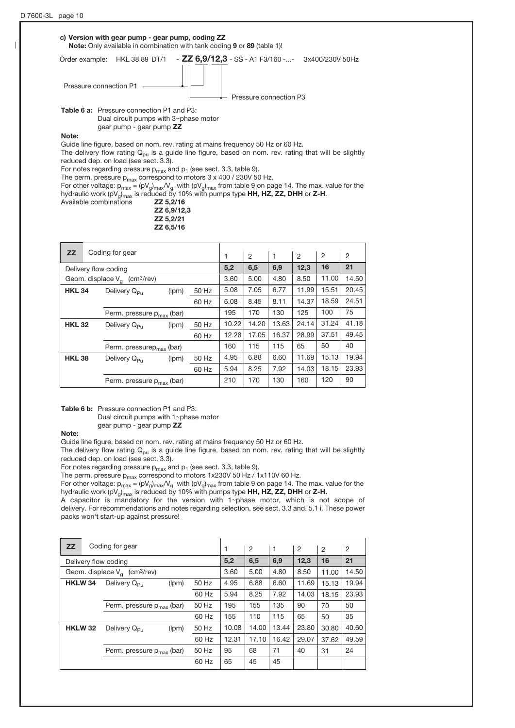**c) Version with gear pump - gear pump, coding ZZ**

**Note:** Only available in combination with tank coding **9** or **89** (table 1)!

Order example: HKL 38 89 DT/1 - **ZZ 6,9/12,3** - SS - A1 F3/160 -...- 3x400/230V 50Hz

Pressure connection P1 (6,9) — Pressure connection P3 (12,3)

**Table 6 a:** Pressure connection P1 and P3:
Dual circuit pumps with 3~phase motor
gear pump - gear pump **ZZ**

**Note:**

Guide line figure, based on nom. rev. rating at mains frequency 50 Hz or 60 Hz.
The delivery flow rating $Q_{pu}$ is a guide line figure, based on nom. rev. rating that will be slightly reduced dep. on load (see sect. 3.3).
For notes regarding pressure $p_{max}$ and $p_1$ (see sect. 3.3, table 9).
The perm. pressure $p_{max}$ correspond to motors 3 x 400 / 230V 50 Hz.
For other voltage: $p_{max} = (pV_g)_{max}/V_g$ with $(pV_g)_{max}$ from table 9 on page 14. The max. value for the hydraulic work $(pV_g)_{max}$ is reduced by 10% with pumps type **HH, HZ, ZZ, DHH** or **Z-H**.

Available combinations
**ZZ 5,2/16**
**ZZ 6,9/12,3**
**ZZ 5,2/21**
**ZZ 6,5/16**

| **ZZ** | Coding for gear | | | 1 | 2 | 1 | 2 | 2 | 2 |
|---|---|---|---|---|---|---|---|---|---|
| Delivery flow coding | | | | **5,2** | **6,5** | **6,9** | **12,3** | **16** | **21** |
| Geom. displace $V_g$ (cm³/rev) | | | | 3.60 | 5.00 | 4.80 | 8.50 | 11.00 | 14.50 |
| **HKL 34** | Delivery $Q_{Pu}$ | (lpm) | 50 Hz | 5.08 | 7.05 | 6.77 | 11.99 | 15.51 | 20.45 |
| | | | 60 Hz | 6.08 | 8.45 | 8.11 | 14.37 | 18.59 | 24.51 |
| | Perm. pressure $p_{max}$ (bar) | | | 195 | 170 | 130 | 125 | 100 | 75 |
| **HKL 32** | Delivery $Q_{Pu}$ | (lpm) | 50 Hz | 10.22 | 14.20 | 13.63 | 24.14 | 31.24 | 41.18 |
| | | | 60 Hz | 12.28 | 17.05 | 16.37 | 28.99 | 37.51 | 49.45 |
| | Perm. pressure $p_{max}$ (bar) | | | 160 | 115 | 115 | 65 | 50 | 40 |
| **HKL 38** | Delivery $Q_{Pu}$ | (lpm) | 50 Hz | 4.95 | 6.88 | 6.60 | 11.69 | 15.13 | 19.94 |
| | | | 60 Hz | 5.94 | 8.25 | 7.92 | 14.03 | 18.15 | 23.93 |
| | Perm. pressure $p_{max}$ (bar) | | | 210 | 170 | 130 | 160 | 120 | 90 |

**Table 6 b:** Pressure connection P1 and P3:
Dual circuit pumps with 1~phase motor
gear pump - gear pump **ZZ**

**Note:**

Guide line figure, based on nom. rev. rating at mains frequency 50 Hz or 60 Hz.
The delivery flow rating $Q_{pu}$ is a guide line figure, based on nom. rev. rating that will be slightly reduced dep. on load (see sect. 3.3).
For notes regarding pressure $p_{max}$ and $p_1$ (see sect. 3.3, table 9).
The perm. pressure $p_{max}$ correspond to motors 1x230V 50 Hz / 1x110V 60 Hz.
For other voltage: $p_{max} = (pV_g)_{max}/V_g$ with $(pV_g)_{max}$ from table 9 on page 14. The max. value for the hydraulic work $(pV_g)_{max}$ is reduced by 10% with pumps type **HH, HZ, ZZ, DHH** or **Z-H.**
A capacitor is mandatory for the version with 1~phase motor, which is not scope of delivery. For recommendations and notes regarding selection, see sect. 3.3 and. 5.1 i. These power packs won't start-up against pressure!

| **ZZ** | Coding for gear | | | 1 | 2 | 1 | 2 | 2 | 2 |
|---|---|---|---|---|---|---|---|---|---|
| Delivery flow coding | | | | **5,2** | **6,5** | **6,9** | **12,3** | **16** | **21** |
| Geom. displace $V_g$ (cm³/rev) | | | | 3.60 | 5.00 | 4.80 | 8.50 | 11.00 | 14.50 |
| **HKLW 34** | Delivery $Q_{Pu}$ | (lpm) | 50 Hz | 4.95 | 6.88 | 6.60 | 11.69 | 15.13 | 19.94 |
| | | | 60 Hz | 5.94 | 8.25 | 7.92 | 14.03 | 18.15 | 23.93 |
| | Perm. pressure $p_{max}$ (bar) | | 50 Hz | 195 | 155 | 135 | 90 | 70 | 50 |
| | | | 60 Hz | 155 | 110 | 115 | 65 | 50 | 35 |
| **HKLW 32** | Delivery $Q_{Pu}$ | (lpm) | 50 Hz | 10.08 | 14.00 | 13.44 | 23.80 | 30.80 | 40.60 |
| | | | 60 Hz | 12.31 | 17.10 | 16.42 | 29.07 | 37.62 | 49.59 |
| | Perm. pressure $p_{max}$ (bar) | | 50 Hz | 95 | 68 | 71 | 40 | 31 | 24 |
| | | | 60 Hz | 65 | 45 | 45 | | | |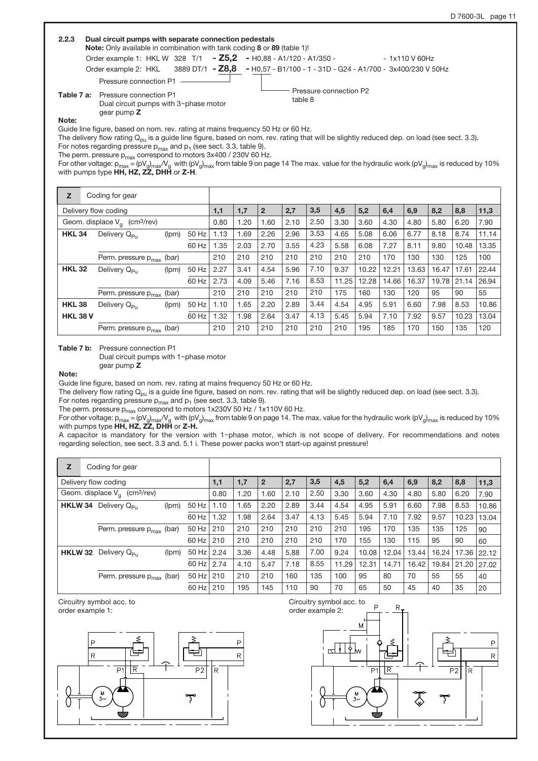### 2.2.3 Dual circuit pumps with separate connection pedestals

**Note:** Only available in combination with tank coding **8** or **89** (table 1)!

Order example 1: HKL W 328 T/1 **- Z5,2** - H0,88 - A1/120 - A1/350 - - 1x110 V 60Hz

Order example 2: HKL 3889 DT/1 **- Z8,8** - H0,57 - B1/100 - 1 - 31D - G24 - A1/700 - 3x400/230 V 50Hz

Pressure connection P1

Pressure connection P2 table 8

**Table 7 a:** Pressure connection P1
Dual circuit pumps with 3~phase motor
gear pump **Z**

**Note:**

Guide line figure, based on nom. rev. rating at mains frequency 50 Hz or 60 Hz.

The delivery flow rating $Q_{pu}$ is a guide line figure, based on nom. rev. rating that will be slightly reduced dep. on load (see sect. 3.3).

For notes regarding pressure $p_{max}$ and $p_1$ (see sect. 3.3, table 9).

The perm. pressure $p_{max}$ correspond to motors 3x400 / 230V 60 Hz.

For other voltage: $p_{max} = (pV_g)_{max}/V_g$ with $(pV_g)_{max}$ from table 9 on page 14 The max. value for the hydraulic work $(pV_g)_{max}$ is reduced by 10% with pumps type **HH, HZ, ZZ, DHH** or **Z-H**.

| **Z** | Coding for gear | | | | | | | | | | | | | | |
|---|---|---|---|---|---|---|---|---|---|---|---|---|---|---|---|
| Delivery flow coding | | | | 1,1 | 1,7 | 2 | 2,7 | 3,5 | 4,5 | 5,2 | 6,4 | 6,9 | 8,2 | 8,8 | 11,3 |
| Geom. displace $V_g$ (cm³/rev) | | | | 0.80 | 1.20 | 1.60 | 2.10 | 2.50 | 3.30 | 3.60 | 4.30 | 4.80 | 5.80 | 6.20 | 7.90 |
| **HKL 34** | Delivery $Q_{Pu}$ | (lpm) | 50 Hz | 1.13 | 1.69 | 2.26 | 2.96 | 3.53 | 4.65 | 5.08 | 6.06 | 6.77 | 8.18 | 8.74 | 11.14 |
| | | | 60 Hz | 1.35 | 2.03 | 2.70 | 3.55 | 4.23 | 5.58 | 6.08 | 7.27 | 8.11 | 9.80 | 10.48 | 13.35 |
| | Perm. pressure $p_{max}$ (bar) | | | 210 | 210 | 210 | 210 | 210 | 210 | 210 | 170 | 130 | 130 | 125 | 100 |
| **HKL 32** | Delivery $Q_{Pu}$ | (lpm) | 50 Hz | 2.27 | 3.41 | 4.54 | 5.96 | 7.10 | 9.37 | 10.22 | 12.21 | 13.63 | 16.47 | 17.61 | 22.44 |
| | | | 60 Hz | 2.73 | 4.09 | 5.46 | 7.16 | 8.53 | 11.25 | 12.28 | 14.66 | 16.37 | 19.78 | 21.14 | 26.94 |
| | Perm. pressure $p_{max}$ (bar) | | | 210 | 210 | 210 | 210 | 210 | 175 | 160 | 130 | 120 | 95 | 90 | 55 |
| **HKL 38** | Delivery $Q_{Pu}$ | (lpm) | 50 Hz | 1.10 | 1.65 | 2.20 | 2.89 | 3.44 | 4.54 | 4.95 | 5.91 | 6.60 | 7.98 | 8.53 | 10.86 |
| **HKL 38 V** | | | 60 Hz | 1.32 | 1.98 | 2.64 | 3.47 | 4.13 | 5.45 | 5.94 | 7.10 | 7.92 | 9.57 | 10.23 | 13.04 |
| | Perm. pressure $p_{max}$ (bar) | | | 210 | 210 | 210 | 210 | 210 | 210 | 195 | 185 | 170 | 150 | 135 | 120 |

**Table 7 b:** Pressure connection P1
Dual circuit pumps with 1~phase motor
gear pump **Z**

**Note:**

Guide line figure, based on nom. rev. rating at mains frequency 50 Hz or 60 Hz.

The delivery flow rating $Q_{pu}$ is a guide line figure, based on nom. rev. rating that will be slightly reduced dep. on load (see sect. 3.3).

For notes regarding pressure $p_{max}$ and $p_1$ (see sect. 3.3, table 9).

The perm. pressure $p_{max}$ correspond to motors 1x230V 50 Hz / 1x110V 60 Hz.

For other voltage: $p_{max} = (pV_g)_{max}/V_g$ with $(pV_g)_{max}$ from table 9 on page 14. The max. value for the hydraulic work $(pV_g)_{max}$ is reduced by 10% with pumps type **HH, HZ, ZZ, DHH** or **Z-H.**

A capacitor is mandatory for the version with 1~phase motor, which is not scope of delivery. For recommendations and notes regarding selection, see sect. 3.3 and. 5.1 i. These power packs won't start-up against pressure!

| **Z** | Coding for gear | | | | | | | | | | | | | | |
|---|---|---|---|---|---|---|---|---|---|---|---|---|---|---|---|
| Delivery flow coding | | | | 1,1 | 1,7 | 2 | 2,7 | 3,5 | 4,5 | 5,2 | 6,4 | 6,9 | 8,2 | 8,8 | 11,3 |
| Geom. displace $V_g$ (cm³/rev) | | | | 0.80 | 1.20 | 1.60 | 2.10 | 2.50 | 3.30 | 3.60 | 4.30 | 4.80 | 5.80 | 6.20 | 7.90 |
| **HKLW 34** | Delivery $Q_{Pu}$ | (lpm) | 50 Hz | 1.10 | 1.65 | 2.20 | 2.89 | 3.44 | 4.54 | 4.95 | 5.91 | 6.60 | 7.98 | 8.53 | 10.86 |
| | | | 60 Hz | 1.32 | 1.98 | 2.64 | 3.47 | 4.13 | 5.45 | 5.94 | 7.10 | 7.92 | 9.57 | 10.23 | 13.04 |
| | Perm. pressure $p_{max}$ (bar) | | 50 Hz | 210 | 210 | 210 | 210 | 210 | 210 | 195 | 170 | 135 | 135 | 125 | 90 |
| | | | 60 Hz | 210 | 210 | 210 | 210 | 210 | 170 | 155 | 130 | 115 | 95 | 90 | 60 |
| **HKLW 32** | Delivery $Q_{Pu}$ | (lpm) | 50 Hz | 2.24 | 3.36 | 4.48 | 5.88 | 7.00 | 9.24 | 10.08 | 12.04 | 13.44 | 16.24 | 17.36 | 22.12 |
| | | | 60 Hz | 2.74 | 4.10 | 5.47 | 7.18 | 8.55 | 11.29 | 12.31 | 14.71 | 16.42 | 19.84 | 21.20 | 27.02 |
| | Perm. pressure $p_{max}$ (bar) | | 50 Hz | 210 | 210 | 210 | 160 | 135 | 100 | 95 | 80 | 70 | 55 | 55 | 40 |
| | | | 60 Hz | 210 | 195 | 145 | 110 | 90 | 70 | 65 | 50 | 45 | 40 | 35 | 20 |

Circuitry symbol acc. to order example 1:

Circuitry symbol acc. to order example 2: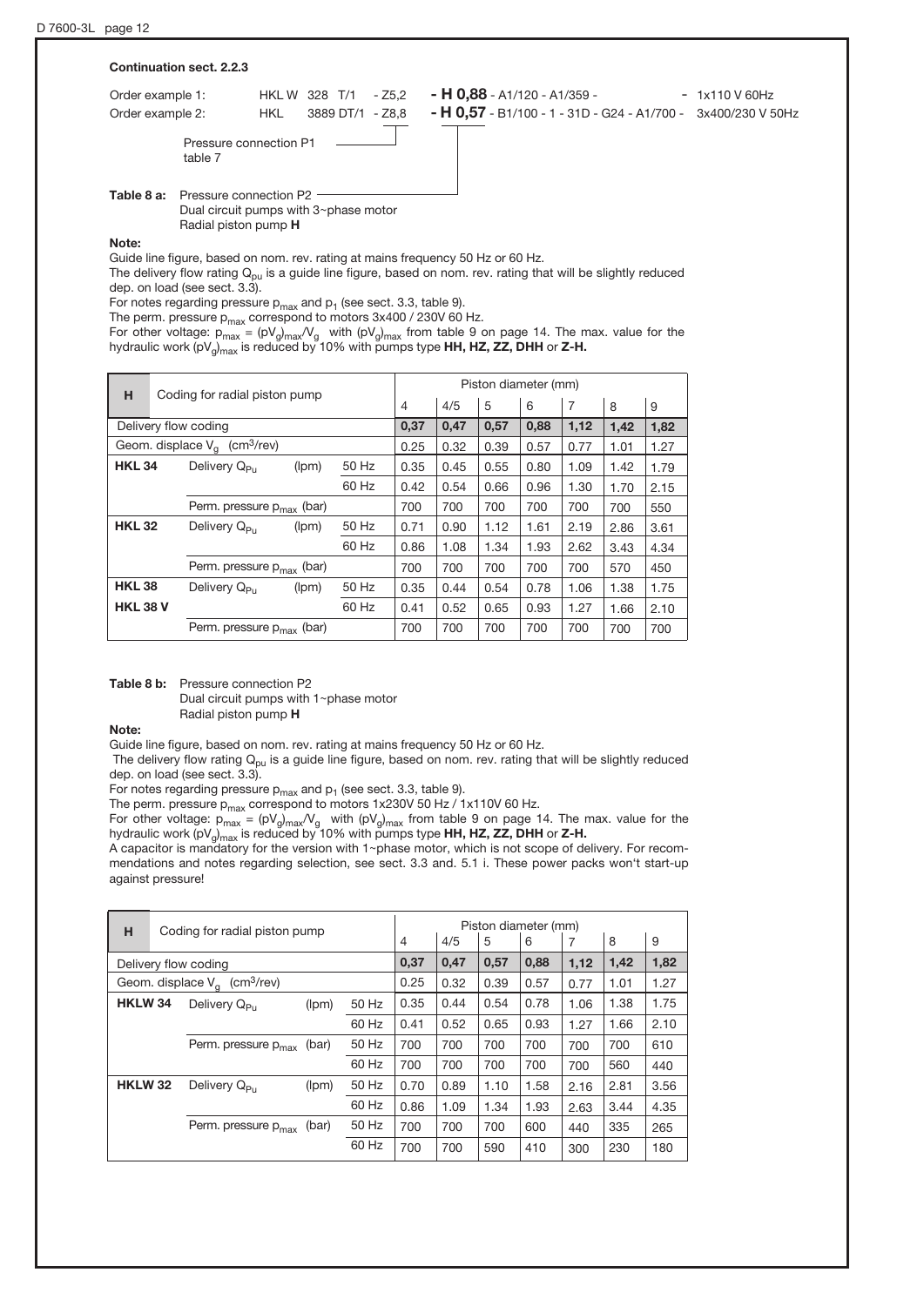**Continuation sect. 2.2.3**

Order example 1: HKL W 328 T/1 - Z5,2 **- H 0,88** - A1/120 - A1/359 - - 1x110 V 60Hz

Order example 2: HKL 3889 DT/1 - Z8,8 **- H 0,57** - B1/100 - 1 - 31D - G24 - A1/700 - 3x400/230 V 50Hz

Pressure connection P1 table 7

**Table 8 a:** Pressure connection P2
Dual circuit pumps with 3~phase motor
Radial piston pump **H**

**Note:**

Guide line figure, based on nom. rev. rating at mains frequency 50 Hz or 60 Hz.
The delivery flow rating $Q_{pu}$ is a guide line figure, based on nom. rev. rating that will be slightly reduced dep. on load (see sect. 3.3).
For notes regarding pressure $p_{max}$ and $p_1$ (see sect. 3.3, table 9).
The perm. pressure $p_{max}$ correspond to motors 3x400 / 230V 60 Hz.
For other voltage: $p_{max} = (pV_g)_{max}/V_g$ with $(pV_g)_{max}$ from table 9 on page 14. The max. value for the hydraulic work $(pV_g)_{max}$ is reduced by 10% with pumps type **HH, HZ, ZZ, DHH** or **Z-H.**

| **H** | Coding for radial piston pump | | | Piston diameter (mm) | | | | | | |
|---|---|---|---|---|---|---|---|---|---|---|
| | | | | 4 | 4/5 | 5 | 6 | 7 | 8 | 9 |
| Delivery flow coding | | | | **0,37** | **0,47** | **0,57** | **0,88** | **1,12** | **1,42** | **1,82** |
| Geom. displace $V_g$ ($cm^3$/rev) | | | | 0.25 | 0.32 | 0.39 | 0.57 | 0.77 | 1.01 | 1.27 |
| **HKL 34** | Delivery $Q_{Pu}$ | (lpm) | 50 Hz | 0.35 | 0.45 | 0.55 | 0.80 | 1.09 | 1.42 | 1.79 |
| | | | 60 Hz | 0.42 | 0.54 | 0.66 | 0.96 | 1.30 | 1.70 | 2.15 |
| | Perm. pressure $p_{max}$ (bar) | | | 700 | 700 | 700 | 700 | 700 | 700 | 550 |
| **HKL 32** | Delivery $Q_{Pu}$ | (lpm) | 50 Hz | 0.71 | 0.90 | 1.12 | 1.61 | 2.19 | 2.86 | 3.61 |
| | | | 60 Hz | 0.86 | 1.08 | 1.34 | 1.93 | 2.62 | 3.43 | 4.34 |
| | Perm. pressure $p_{max}$ (bar) | | | 700 | 700 | 700 | 700 | 700 | 570 | 450 |
| **HKL 38** | Delivery $Q_{Pu}$ | (lpm) | 50 Hz | 0.35 | 0.44 | 0.54 | 0.78 | 1.06 | 1.38 | 1.75 |
| **HKL 38 V** | | | 60 Hz | 0.41 | 0.52 | 0.65 | 0.93 | 1.27 | 1.66 | 2.10 |
| | Perm. pressure $p_{max}$ (bar) | | | 700 | 700 | 700 | 700 | 700 | 700 | 700 |

**Table 8 b:** Pressure connection P2
Dual circuit pumps with 1~phase motor
Radial piston pump **H**

**Note:**

Guide line figure, based on nom. rev. rating at mains frequency 50 Hz or 60 Hz.
The delivery flow rating $Q_{pu}$ is a guide line figure, based on nom. rev. rating that will be slightly reduced dep. on load (see sect. 3.3).
For notes regarding pressure $p_{max}$ and $p_1$ (see sect. 3.3, table 9).
The perm. pressure $p_{max}$ correspond to motors 1x230V 50 Hz / 1x110V 60 Hz.
For other voltage: $p_{max} = (pV_g)_{max}/V_g$ with $(pV_g)_{max}$ from table 9 on page 14. The max. value for the hydraulic work $(pV_g)_{max}$ is reduced by 10% with pumps type **HH, HZ, ZZ, DHH** or **Z-H.**
A capacitor is mandatory for the version with 1~phase motor, which is not scope of delivery. For recommendations and notes regarding selection, see sect. 3.3 and. 5.1 i. These power packs won't start-up against pressure!

| **H** | Coding for radial piston pump | | | Piston diameter (mm) | | | | | | |
|---|---|---|---|---|---|---|---|---|---|---|
| | | | | 4 | 4/5 | 5 | 6 | 7 | 8 | 9 |
| Delivery flow coding | | | | **0,37** | **0,47** | **0,57** | **0,88** | **1,12** | **1,42** | **1,82** |
| Geom. displace $V_g$ ($cm^3$/rev) | | | | 0.25 | 0.32 | 0.39 | 0.57 | 0.77 | 1.01 | 1.27 |
| **HKLW 34** | Delivery $Q_{Pu}$ | (lpm) | 50 Hz | 0.35 | 0.44 | 0.54 | 0.78 | 1.06 | 1.38 | 1.75 |
| | | | 60 Hz | 0.41 | 0.52 | 0.65 | 0.93 | 1.27 | 1.66 | 2.10 |
| | Perm. pressure $p_{max}$ | (bar) | 50 Hz | 700 | 700 | 700 | 700 | 700 | 700 | 610 |
| | | | 60 Hz | 700 | 700 | 700 | 700 | 700 | 560 | 440 |
| **HKLW 32** | Delivery $Q_{Pu}$ | (lpm) | 50 Hz | 0.70 | 0.89 | 1.10 | 1.58 | 2.16 | 2.81 | 3.56 |
| | | | 60 Hz | 0.86 | 1.09 | 1.34 | 1.93 | 2.63 | 3.44 | 4.35 |
| | Perm. pressure $p_{max}$ | (bar) | 50 Hz | 700 | 700 | 700 | 600 | 440 | 335 | 265 |
| | | | 60 Hz | 700 | 700 | 590 | 410 | 300 | 230 | 180 |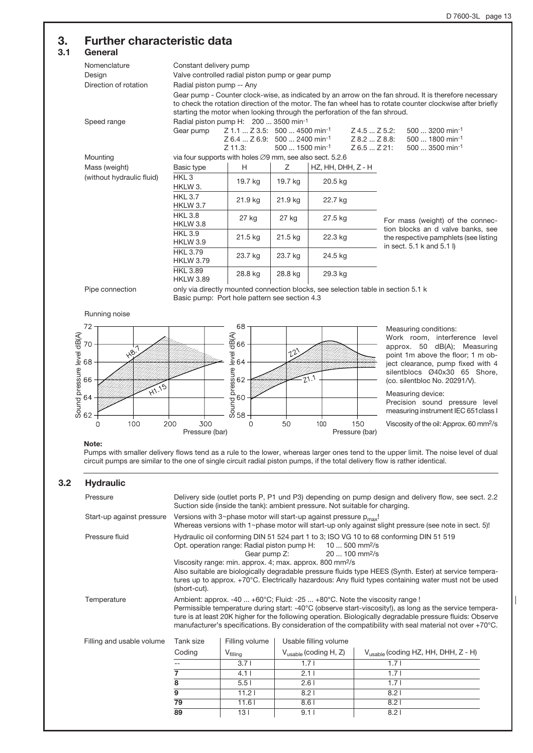# 3. Further characteristic data

## 3.1 General

| | |
|---|---|
| Nomenclature | Constant delivery pump |
| Design | Valve controlled radial piston pump or gear pump |
| Direction of rotation | Radial piston pump -- Any<br>Gear pump - Counter clock-wise, as indicated by an arrow on the fan shroud. It is therefore necessary to check the rotation direction of the motor. The fan wheel has to rotate counter clockwise after briefly starting the motor when looking through the perforation of the fan shroud. |
| Speed range | Radial piston pump H: 200 ... 3500 min$^{-1}$<br>Gear pump Z 1.1 ... Z 3.5: 500 ... 4500 min$^{-1}$; Z 4.5 ... Z 5.2: 500 ... 3200 min$^{-1}$; Z 6.4 ... Z 6.9: 500 ... 2400 min$^{-1}$; Z 8.2 ... Z 8.8: 500 ... 1800 min$^{-1}$; Z 11.3: 500 ... 1500 min$^{-1}$; Z 6.5 ... Z 21: 500 ... 3500 min$^{-1}$ |
| Mounting | via four supports with holes ∅9 mm, see also sect. 5.2.6 |

Mass (weight) (without hydraulic fluid)

| Basic type | H | Z | HZ, HH, DHH, Z - H |
|---|---|---|---|
| HKL 3<br>HKLW 3. | 19.7 kg | 19.7 kg | 20.5 kg |
| HKL 3.7<br>HKLW 3.7 | 21.9 kg | 21.9 kg | 22.7 kg |
| HKL 3.8<br>HKLW 3.8 | 27 kg | 27 kg | 27.5 kg |
| HKL 3.9<br>HKLW 3.9 | 21.5 kg | 21.5 kg | 22.3 kg |
| HKL 3.79<br>HKLW 3.79 | 23.7 kg | 23.7 kg | 24.5 kg |
| HKL 3.89<br>HKLW 3.89 | 28.8 kg | 28.8 kg | 29.3 kg |

For mass (weight) of the connection blocks an d valve banks, see the respective pamphlets (see listing in sect. 5.1 k and 5.1 l)

Pipe connection: only via directly mounted connection blocks, see selection table in section 5.1 k
Basic pump: Port hole pattern see section 4.3

Running noise

Measuring conditions:
Work room, interference level approx. 50 dB(A); Measuring point 1m above the floor; 1 m object clearance, pump fixed with 4 silentblocs Ø40x30 65 Shore, (co. silentbloc No. 20291/V).

Measuring device:
Precision sound pressure level measuring instrument IEC 651class I

Viscosity of the oil: Approx. 60 mm²/s

**Note:**
Pumps with smaller delivery flows tend as a rule to the lower, whereas larger ones tend to the upper limit. The noise level of dual circuit pumps are similar to the one of single circuit radial piston pumps, if the total delivery flow is rather identical.

## 3.2 Hydraulic

| | |
|---|---|
| Pressure | Delivery side (outlet ports P, P1 und P3) depending on pump design and delivery flow, see sect. 2.2<br>Suction side (inside the tank): ambient pressure. Not suitable for charging. |
| Start-up against pressure | Versions with 3~phase motor will start-up against pressure $p_{max}$!<br>Whereas versions with 1~phase motor will start-up only against slight pressure (see note in sect. 5)! |
| Pressure fluid | Hydraulic oil conforming DIN 51 524 part 1 to 3; ISO VG 10 to 68 conforming DIN 51 519<br>Opt. operation range: Radial piston pump H: 10 ... 500 mm²/s; Gear pump Z: 20 ... 100 mm²/s<br>Viscosity range: min. approx. 4; max. approx. 800 mm²/s<br>Also suitable are biologically degradable pressure fluids type HEES (Synth. Ester) at service temperatures up to approx. +70°C. Electrically hazardous: Any fluid types containing water must not be used (short-cut). |
| Temperature | Ambient: approx. -40 ... +60°C; Fluid: -25 ... +80°C. Note the viscosity range !<br>Permissible temperature during start: -40°C (observe start-viscosity!), as long as the service temperature is at least 20K higher for the following operation. Biologically degradable pressure fluids: Observe manufacturer's specifications. By consideration of the compatibility with seal material not over +70°C. |

Filling and usable volume

| Tank size<br>Coding | Filling volume<br>$V_{filling}$ | Usable filling volume<br>$V_{usable}$ (coding H, Z) | $V_{usable}$ (coding HZ, HH, DHH, Z - H) |
|---|---|---|---|
| -- | 3.7 l | 1.7 l | 1.7 l |
| **7** | 4.1 l | 2.1 l | 1.7 l |
| **8** | 5.5 l | 2.6 l | 1.7 l |
| **9** | 11.2 l | 8.2 l | 8.2 l |
| **79** | 11.6 l | 8.6 l | 8.2 l |
| **89** | 13 l | 9.1 l | 8.2 l |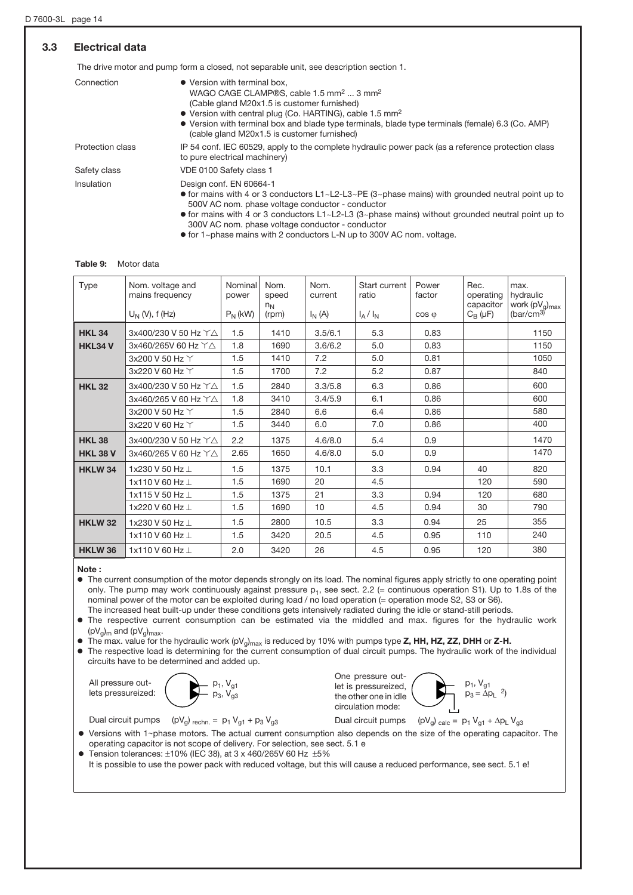## 3.3 Electrical data

The drive motor and pump form a closed, not separable unit, see description section 1.

Connection

- Version with terminal box, WAGO CAGE CLAMP®S, cable 1.5 mm² ... 3 mm² (Cable gland M20x1.5 is customer furnished)
- Version with central plug (Co. HARTING), cable 1.5 mm²
- Version with terminal box and blade type terminals, blade type terminals (female) 6.3 (Co. AMP) (cable gland M20x1.5 is customer furnished)

Protection class

IP 54 conf. IEC 60529, apply to the complete hydraulic power pack (as a reference protection class to pure electrical machinery)

Safety class

VDE 0100 Safety class 1

Insulation

Design conf. EN 60664-1

- for mains with 4 or 3 conductors L1~L2-L3~PE (3~phase mains) with grounded neutral point up to 500V AC nom. phase voltage conductor - conductor
- for mains with 4 or 3 conductors L1~L2-L3 (3~phase mains) without grounded neutral point up to 300V AC nom. phase voltage conductor - conductor
- for 1~phase mains with 2 conductors L-N up to 300V AC nom. voltage.

**Table 9:** Motor data

| Type | Nom. voltage and mains frequency $U_N$ (V), f (Hz) | Nominal power $P_N$ (kW) | Nom. speed $n_N$ (rpm) | Nom. current $I_N$ (A) | Start current ratio $I_A / I_N$ | Power factor $\cos\varphi$ | Rec. operating capacitor $C_B$ (µF) | max. hydraulic work $(pV_g)_{max}$ (bar/cm³) |
|---|---|---|---|---|---|---|---|---|
| **HKL 34** | 3x400/230 V 50 Hz ⋎△ | 1.5 | 1410 | 3.5/6.1 | 5.3 | 0.83 | | 1150 |
| **HKL34 V** | 3x460/265V 60 Hz ⋎△ | 1.8 | 1690 | 3.6/6.2 | 5.0 | 0.83 | | 1150 |
| | 3x200 V 50 Hz ⋎ | 1.5 | 1410 | 7.2 | 5.0 | 0.81 | | 1050 |
| | 3x220 V 60 Hz ⋎ | 1.5 | 1700 | 7.2 | 5.2 | 0.87 | | 840 |
| **HKL 32** | 3x400/230 V 50 Hz ⋎△ | 1.5 | 2840 | 3.3/5.8 | 6.3 | 0.86 | | 600 |
| | 3x460/265 V 60 Hz ⋎△ | 1.8 | 3410 | 3.4/5.9 | 6.1 | 0.86 | | 600 |
| | 3x200 V 50 Hz ⋎ | 1.5 | 2840 | 6.6 | 6.4 | 0.86 | | 580 |
| | 3x220 V 60 Hz ⋎ | 1.5 | 3440 | 6.0 | 7.0 | 0.86 | | 400 |
| **HKL 38** | 3x400/230 V 50 Hz ⋎△ | 2.2 | 1375 | 4.6/8.0 | 5.4 | 0.9 | | 1470 |
| **HKL 38 V** | 3x460/265 V 60 Hz ⋎△ | 2.65 | 1650 | 4.6/8.0 | 5.0 | 0.9 | | 1470 |
| **HKLW 34** | 1x230 V 50 Hz ⊥ | 1.5 | 1375 | 10.1 | 3.3 | 0.94 | 40 | 820 |
| | 1x110 V 60 Hz ⊥ | 1.5 | 1690 | 20 | 4.5 | | 120 | 590 |
| | 1x115 V 50 Hz ⊥ | 1.5 | 1375 | 21 | 3.3 | 0.94 | 120 | 680 |
| | 1x220 V 60 Hz ⊥ | 1.5 | 1690 | 10 | 4.5 | 0.94 | 30 | 790 |
| **HKLW 32** | 1x230 V 50 Hz ⊥ | 1.5 | 2800 | 10.5 | 3.3 | 0.94 | 25 | 355 |
| | 1x110 V 60 Hz ⊥ | 1.5 | 3420 | 20.5 | 4.5 | 0.95 | 110 | 240 |
| **HKLW 36** | 1x110 V 60 Hz ⊥ | 2.0 | 3420 | 26 | 4.5 | 0.95 | 120 | 380 |

**Note :**

- The current consumption of the motor depends strongly on its load. The nominal figures apply strictly to one operating point only. The pump may work continuously against pressure $p_1$, see sect. 2.2 (= continuous operation S1). Up to 1.8s of the nominal power of the motor can be exploited during load / no load operation (= operation mode S2, S3 or S6). The increased heat built-up under these conditions gets intensively radiated during the idle or stand-still periods.
- The respective current consumption can be estimated via the middled and max. figures for the hydraulic work $(pV_g)_m$ and $(pV_g)_{max}$.
- The max. value for the hydraulic work $(pV_g)_{max}$ is reduced by 10% with pumps type **Z, HH, HZ, ZZ, DHH** or **Z-H.**
- The respective load is determining for the current consumption of dual circuit pumps. The hydraulic work of the individual circuits have to be determined and added up.

All pressure outlets pressureized: $p_1, V_{g1}$; $p_3, V_{g3}$

Dual circuit pumps $(pV_g)_{rechn.} = p_1 V_{g1} + p_3 V_{g3}$

One pressure outlet is pressureized, the other one in idle circulation mode: $p_1, V_{g1}$; $p_3 = \Delta p_L$ [2])

Dual circuit pumps $(pV_g)_{calc} = p_1 V_{g1} + \Delta p_L V_{g3}$

- Versions with 1~phase motors. The actual current consumption also depends on the size of the operating capacitor. The operating capacitor is not scope of delivery. For selection, see sect. 5.1 e
- Tension tolerances: ±10% (IEC 38), at 3 x 460/265V 60 Hz ±5%
  It is possible to use the power pack with reduced voltage, but this will cause a reduced performance, see sect. 5.1 e!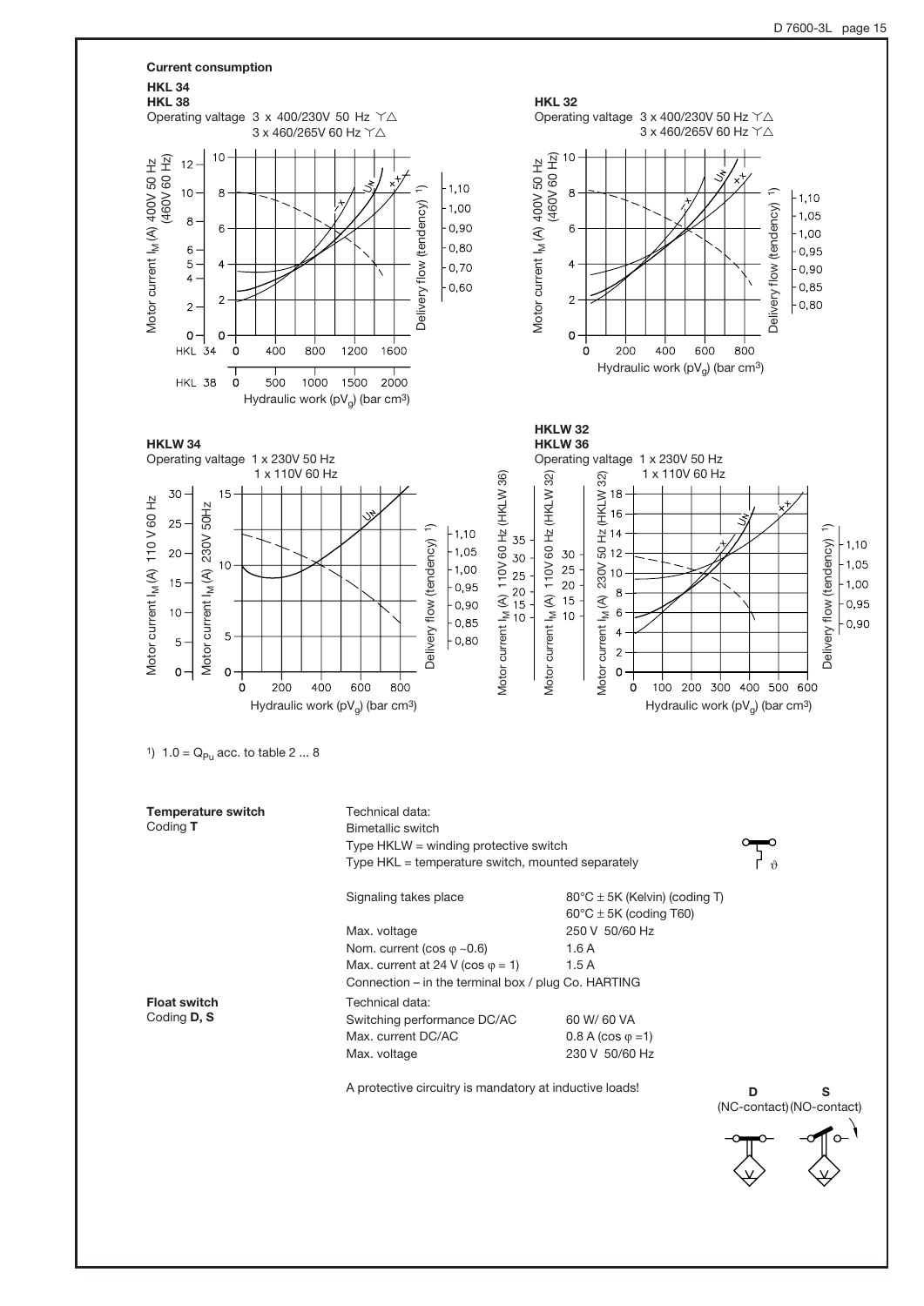## Current consumption

**HKL 34**
**HKL 38**

Operating valtage 3 x 400/230V 50 Hz Y△
3 x 460/265V 60 Hz Y△

**HKL 32**

Operating valtage 3 x 400/230V 50 Hz Y△
3 x 460/265V 60 Hz Y△

**HKLW 34**

Operating valtage 1 x 230V 50 Hz
1 x 110V 60 Hz

**HKLW 32**
**HKLW 36**

Operating valtage 1 x 230V 50 Hz
1 x 110V 60 Hz

1) 1.0 = $Q_{Pu}$ acc. to table 2 ... 8

**Temperature switch**
Coding **T**

Technical data:
Bimetallic switch
Type HKLW = winding protective switch
Type HKL = temperature switch, mounted separately

| | |
|---|---|
| Signaling takes place | 80°C ± 5K (Kelvin) (coding T)<br>60°C ± 5K (coding T60) |
| Max. voltage | 250 V 50/60 Hz |
| Nom. current (cos φ ~0.6) | 1.6 A |
| Max. current at 24 V (cos φ = 1) | 1.5 A |

Connection – in the terminal box / plug Co. HARTING

**Float switch**
Coding **D, S**

Technical data:

| | |
|---|---|
| Switching performance DC/AC | 60 W/ 60 VA |
| Max. current DC/AC | 0.8 A (cos φ =1) |
| Max. voltage | 230 V 50/60 Hz |

A protective circuitry is mandatory at inductive loads!

**D** (NC-contact) **S** (NO-contact)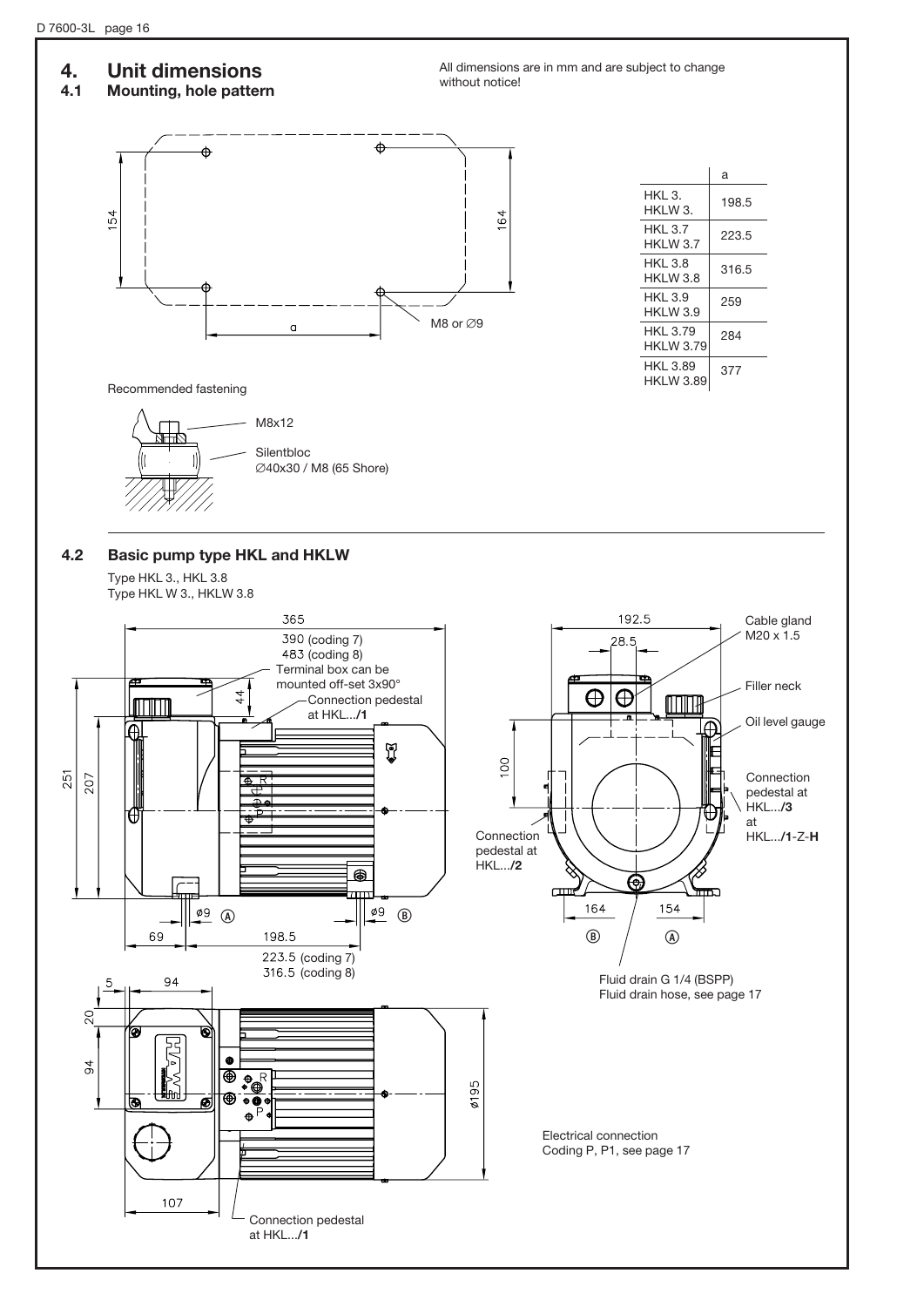# 4. Unit dimensions

## 4.1 Mounting, hole pattern

All dimensions are in mm and are subject to change without notice!

154

164

a

M8 or ∅9

| | a |
|---|---|
| HKL 3.<br>HKLW 3. | 198.5 |
| HKL 3.7<br>HKLW 3.7 | 223.5 |
| HKL 3.8<br>HKLW 3.8 | 316.5 |
| HKL 3.9<br>HKLW 3.9 | 259 |
| HKL 3.79<br>HKLW 3.79 | 284 |
| HKL 3.89<br>HKLW 3.89 | 377 |

Recommended fastening

M8x12

Silentbloc
∅40x30 / M8 (65 Shore)

## 4.2 Basic pump type HKL and HKLW

Type HKL 3., HKL 3.8
Type HKL W 3., HKLW 3.8

365
390 (coding 7)
483 (coding 8)

Terminal box can be mounted off-set 3x90°

Connection pedestal at HKL.../**1**

44

251

207

ø9 Ⓐ

ø9 Ⓑ

69

198.5
223.5 (coding 7)
316.5 (coding 8)

192.5

28.5

Cable gland M20 x 1.5

Filler neck

Oil level gauge

100

Connection pedestal at HKL.../**3** at HKL.../**1**-Z-**H**

Connection pedestal at HKL.../**2**

164 Ⓑ

154 Ⓐ

Fluid drain G 1/4 (BSPP)
Fluid drain hose, see page 17

5

94

20

94

ø195

107

Connection pedestal at HKL.../**1**

Electrical connection
Coding P, P1, see page 17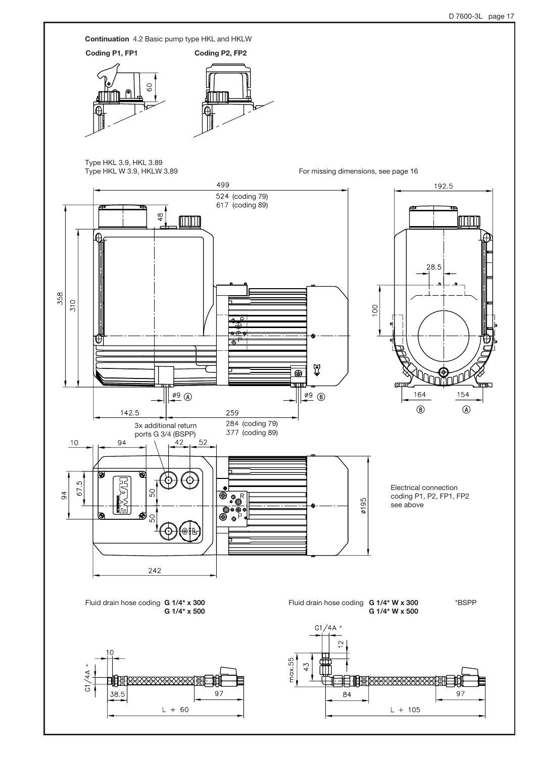**Continuation** 4.2 Basic pump type HKL and HKLW

**Coding P1, FP1**

**Coding P2, FP2**

Type HKL 3.9, HKL 3.89
Type HKL W 3.9, HKLW 3.89

For missing dimensions, see page 16

3x additional return ports G 3/4 (BSPP)

Electrical connection coding P1, P2, FP1, FP2 see above

Fluid drain hose coding **G 1/4* x 300**
**G 1/4* x 500**

Fluid drain hose coding **G 1/4* W x 300**
**G 1/4* W x 500**

*BSPP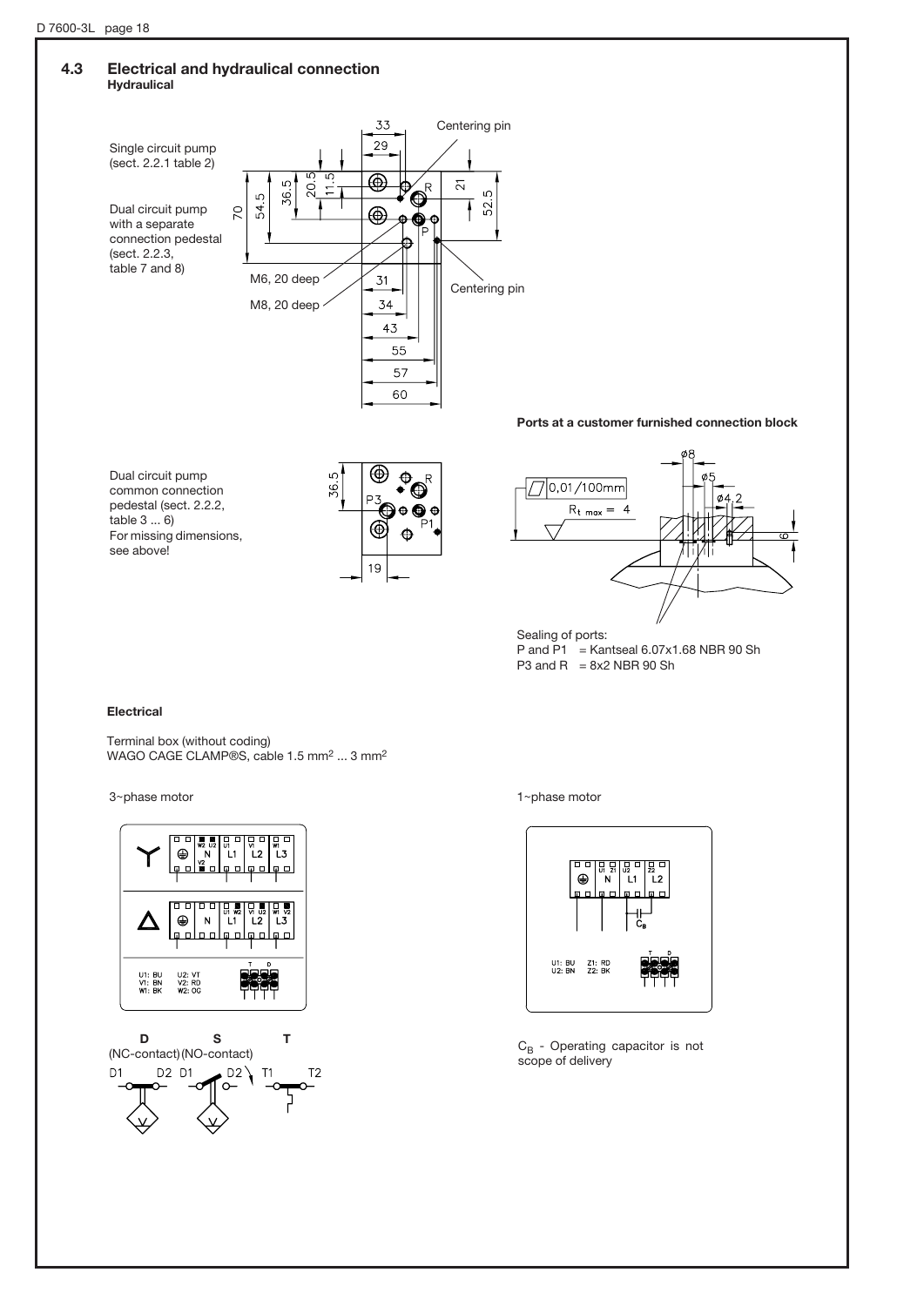## 4.3 Electrical and hydraulical connection

**Hydraulical**

Single circuit pump (sect. 2.2.1 table 2)

Dual circuit pump with a separate connection pedestal (sect. 2.2.3, table 7 and 8)

33, 29, 36.5, 20.5, 11.5, 54.5, 70, 21, 52.5, R, P

Centering pin

M6, 20 deep

M8, 20 deep

31, 34, 43, 55, 57, 60

Centering pin

Dual circuit pump common connection pedestal (sect. 2.2.2, table 3 ... 6)
For missing dimensions, see above!

36.5, P3, R, P1, 19

**Ports at a customer furnished connection block**

ø8, ø5, ø4.2, 0,01/100mm, $R_{t\,max} = 4$, 6

Sealing of ports:
P and P1 = Kantseal 6.07x1.68 NBR 90 Sh
P3 and R = 8x2 NBR 90 Sh

**Electrical**

Terminal box (without coding)
WAGO CAGE CLAMP®S, cable 1.5 mm² ... 3 mm²

3~phase motor

U1: BU  U2: VT
V1: BN  V2: RD
W1: BK  W2: OG

D (NC-contact)  S (NO-contact)  T

D1  D2  D1  D2  T1  T2

1~phase motor

U1: BU  Z1: RD
U2: BN  Z2: BK

$C_B$ - Operating capacitor is not scope of delivery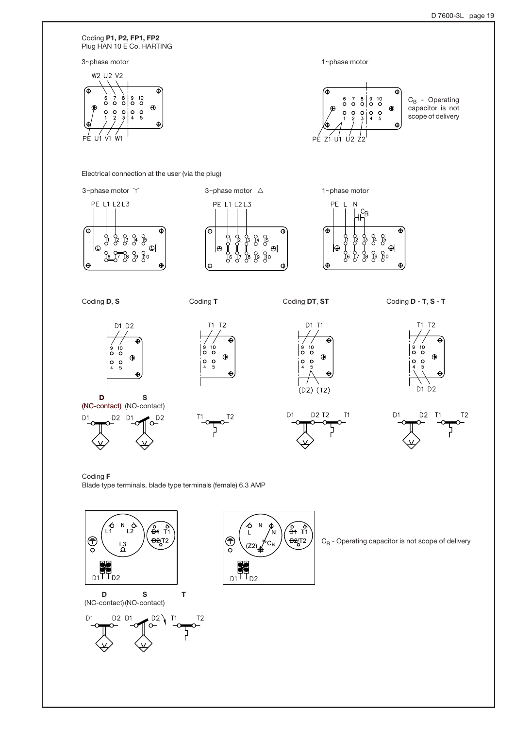Coding **P1, P2, FP1, FP2**
Plug HAN 10 E Co. HARTING

3~phase motor

W2 U2 V2

6 7 8 9 10

1 2 3 4 5

PE U1 V1 W1

1~phase motor

6 7 8 9 10

1 2 3 4 5

PE Z1 U1 U2 Z2

$C_B$ - Operating capacitor is not scope of delivery

Electrical connection at the user (via the plug)

3~phase motor Y

PE L1 L2 L3

3~phase motor △

PE L1 L2 L3

1~phase motor

PE L N

$C_B$

Coding **D**, **S**

D1 D2

9 10

4 5

Coding **T**

T1 T2

9 10

4 5

Coding **DT**, **ST**

D1 T1

9 10

4 5

(D2) (T2)

Coding **D - T**, **S - T**

T1 T2

9 10

4 5

D1 D2

**D** (NC-contact)

**S** (NO-contact)

D1 D2 D1 D2

T1 T2

D1 D2 T2 T1

D1 D2 T1 T2

Coding **F**
Blade type terminals, blade type terminals (female) 6.3 AMP

L1 N L2 L3 D1 T1 D2 T2 D1 D2

L N (Z2) $C_B$ D1 T1 D2 T2 D1 D2

$C_B$ - Operating capacitor is not scope of delivery

**D** (NC-contact)

**S** (NO-contact)

**T**

D1 D2 D1 D2 T1 T2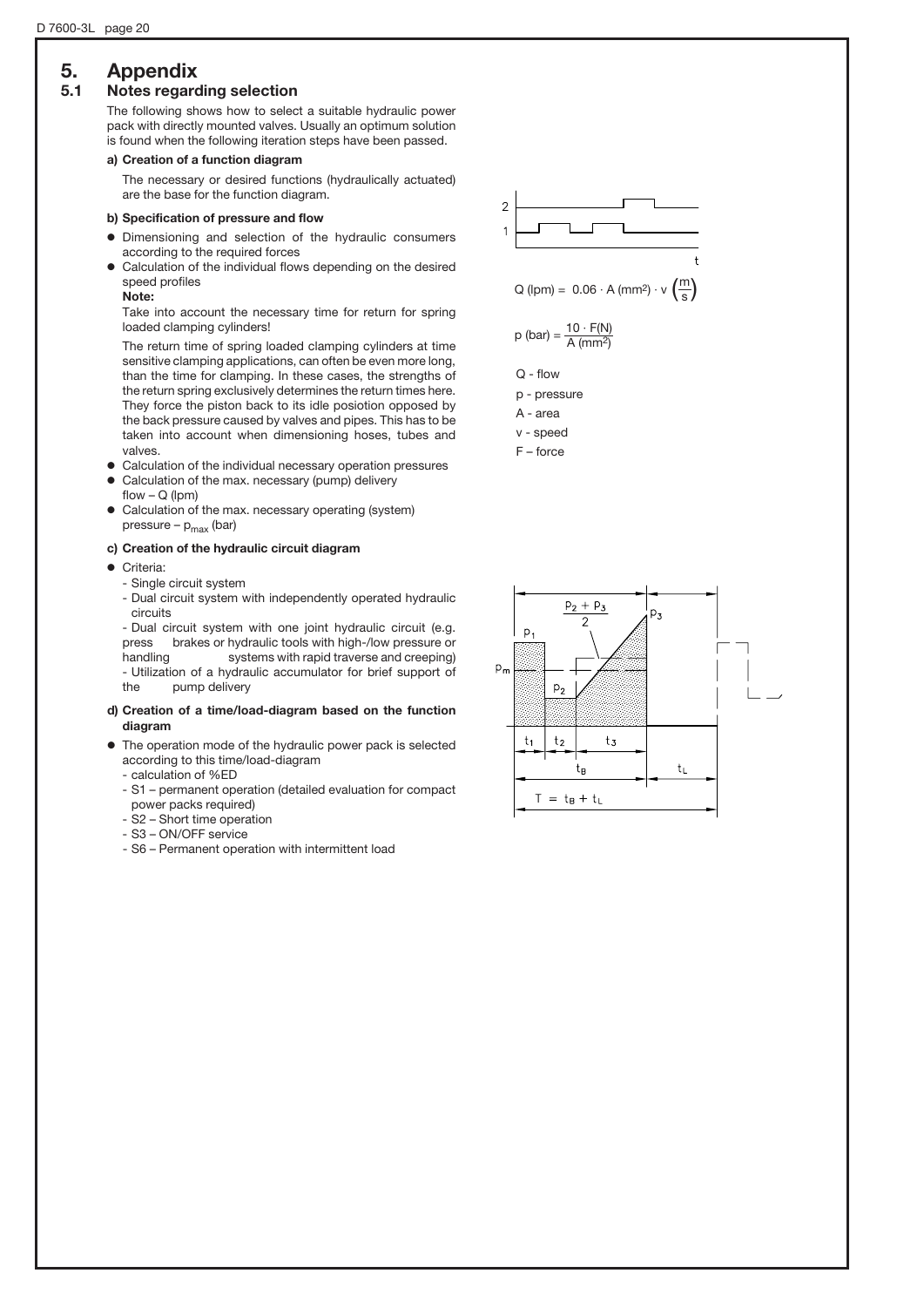# 5. Appendix

## 5.1 Notes regarding selection

The following shows how to select a suitable hydraulic power pack with directly mounted valves. Usually an optimum solution is found when the following iteration steps have been passed.

**a) Creation of a function diagram**

The necessary or desired functions (hydraulically actuated) are the base for the function diagram.

**b) Specification of pressure and flow**

- Dimensioning and selection of the hydraulic consumers according to the required forces
- Calculation of the individual flows depending on the desired speed profiles

  **Note:**

  Take into account the necessary time for return for spring loaded clamping cylinders!

  The return time of spring loaded clamping cylinders at time sensitive clamping applications, can often be even more long, than the time for clamping. In these cases, the strengths of the return spring exclusively determines the return times here. They force the piston back to its idle posiotion opposed by the back pressure caused by valves and pipes. This has to be taken into account when dimensioning hoses, tubes and valves.
- Calculation of the individual necessary operation pressures
- Calculation of the max. necessary (pump) delivery flow – Q (lpm)
- Calculation of the max. necessary operating (system) pressure – $p_{max}$ (bar)

$$Q\ (\text{lpm}) = 0.06 \cdot A\ (\text{mm}^2) \cdot v\ \left(\frac{m}{s}\right)$$

$$p\ (\text{bar}) = \frac{10 \cdot F(N)}{A\ (\text{mm}^2)}$$

Q - flow

p - pressure

A - area

v - speed

F – force

**c) Creation of the hydraulic circuit diagram**

- Criteria:
  - Single circuit system
  - Dual circuit system with independently operated hydraulic circuits
  - Dual circuit system with one joint hydraulic circuit (e.g. press brakes or hydraulic tools with high-/low pressure or handling systems with rapid traverse and creeping)
  - Utilization of a hydraulic accumulator for brief support of the pump delivery

**d) Creation of a time/load-diagram based on the function diagram**

- The operation mode of the hydraulic power pack is selected according to this time/load-diagram
  - calculation of %ED
  - S1 – permanent operation (detailed evaluation for compact power packs required)
  - S2 – Short time operation
  - S3 – ON/OFF service
  - S6 – Permanent operation with intermittent load

$$T = t_B + t_L$$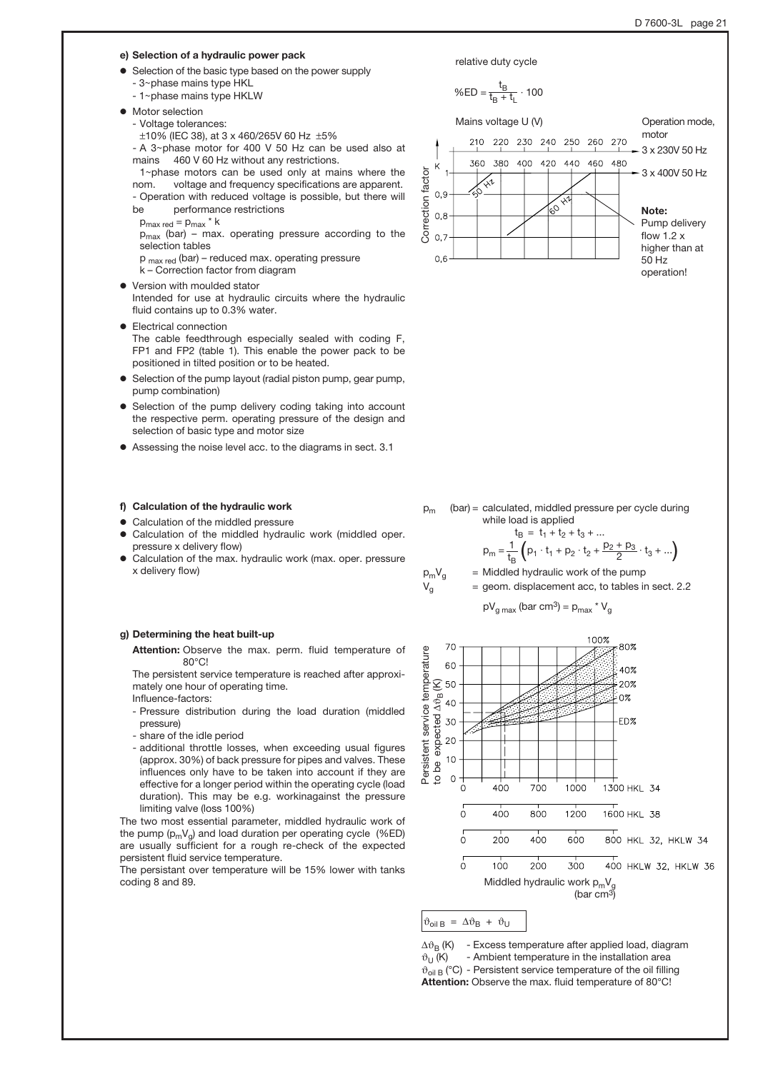**e) Selection of a hydraulic power pack**

- Selection of the basic type based on the power supply
  - 3~phase mains type HKL
  - 1~phase mains type HKLW
- Motor selection
  - Voltage tolerances:
    ±10% (IEC 38), at 3 x 460/265V 60 Hz ±5%
  - A 3~phase motor for 400 V 50 Hz can be used also at mains 460 V 60 Hz without any restrictions.
    1~phase motors can be used only at mains where the nom. voltage and frequency specifications are apparent.
  - Operation with reduced voltage is possible, but there will be performance restrictions
    $p_{max\ red} = p_{max} * k$
    $p_{max}$ (bar) – max. operating pressure according to the selection tables
    $p_{max\ red}$ (bar) – reduced max. operating pressure
    k – Correction factor from diagram
- Version with moulded stator
  Intended for use at hydraulic circuits where the hydraulic fluid contains up to 0.3% water.
- Electrical connection
  The cable feedthrough especially sealed with coding F, FP1 and FP2 (table 1). This enable the power pack to be positioned in tilted position or to be heated.
- Selection of the pump layout (radial piston pump, gear pump, pump combination)
- Selection of the pump delivery coding taking into account the respective perm. operating pressure of the design and selection of basic type and motor size
- Assessing the noise level acc. to the diagrams in sect. 3.1

relative duty cycle

$$\%ED = \frac{t_B}{t_B + t_L} \cdot 100$$

Mains voltage U (V) — Operation mode, motor: 3 x 230V 50 Hz (210 220 230 240 250 260 270); 3 x 400V 50 Hz (360 380 400 420 440 460 480)

Correction factor K (0,6 – 1); curves: 50 Hz, 60 Hz

**Note:** Pump delivery flow 1.2 x higher than at 50 Hz operation!

**f) Calculation of the hydraulic work**

- Calculation of the middled pressure
- Calculation of the middled hydraulic work (middled oper. pressure x delivery flow)
- Calculation of the max. hydraulic work (max. oper. pressure x delivery flow)

$p_m$ (bar) = calculated, middled pressure per cycle during while load is applied

$$t_B = t_1 + t_2 + t_3 + ...$$

$$p_m = \frac{1}{t_B}\left(p_1 \cdot t_1 + p_2 \cdot t_2 + \frac{p_2 + p_3}{2} \cdot t_3 + ...\right)$$

$p_mV_g$ = Middled hydraulic work of the pump

$V_g$ = geom. displacement acc, to tables in sect. 2.2

$$pV_{g\ max}\ (\text{bar cm}^3) = p_{max} * V_g$$

**g) Determining the heat built-up**

**Attention:** Observe the max. perm. fluid temperature of 80°C!

The persistent service temperature is reached after approximately one hour of operating time.

Influence-factors:

- Pressure distribution during the load duration (middled pressure)
- share of the idle period
- additional throttle losses, when exceeding usual figures (approx. 30%) of back pressure for pipes and valves. These influences only have to be taken into account if they are effective for a longer period within the operating cycle (load duration). This may be e.g. workinagainst the pressure limiting valve (loss 100%)

The two most essential parameter, middled hydraulic work of the pump ($p_mV_g$) and load duration per operating cycle (%ED) are usually sufficient for a rough re-check of the expected persistent fluid service temperature.

The persistant over temperature will be 15% lower with tanks coding 8 and 89.

Persistent service temperature to be expected $\Delta\vartheta_B$ (K) (0 – 70); curves: 100%, 80%, 40%, 20%, 0% ED%

Middled hydraulic work $p_mV_g$ (bar cm³):

- HKL 34: 0, 400, 700, 1000, 1300
- HKL 38: 0, 400, 800, 1200, 1600
- HKL 32, HKLW 34: 0, 200, 400, 600, 800
- HKLW 32, HKLW 36: 0, 100, 200, 300, 400

$$\vartheta_{oil\ B} = \Delta\vartheta_B + \vartheta_U$$

$\Delta\vartheta_B$ (K) - Excess temperature after applied load, diagram
$\vartheta_U$ (K) - Ambient temperature in the installation area
$\vartheta_{oil\ B}$ (°C) - Persistent service temperature of the oil filling

**Attention:** Observe the max. fluid temperature of 80°C!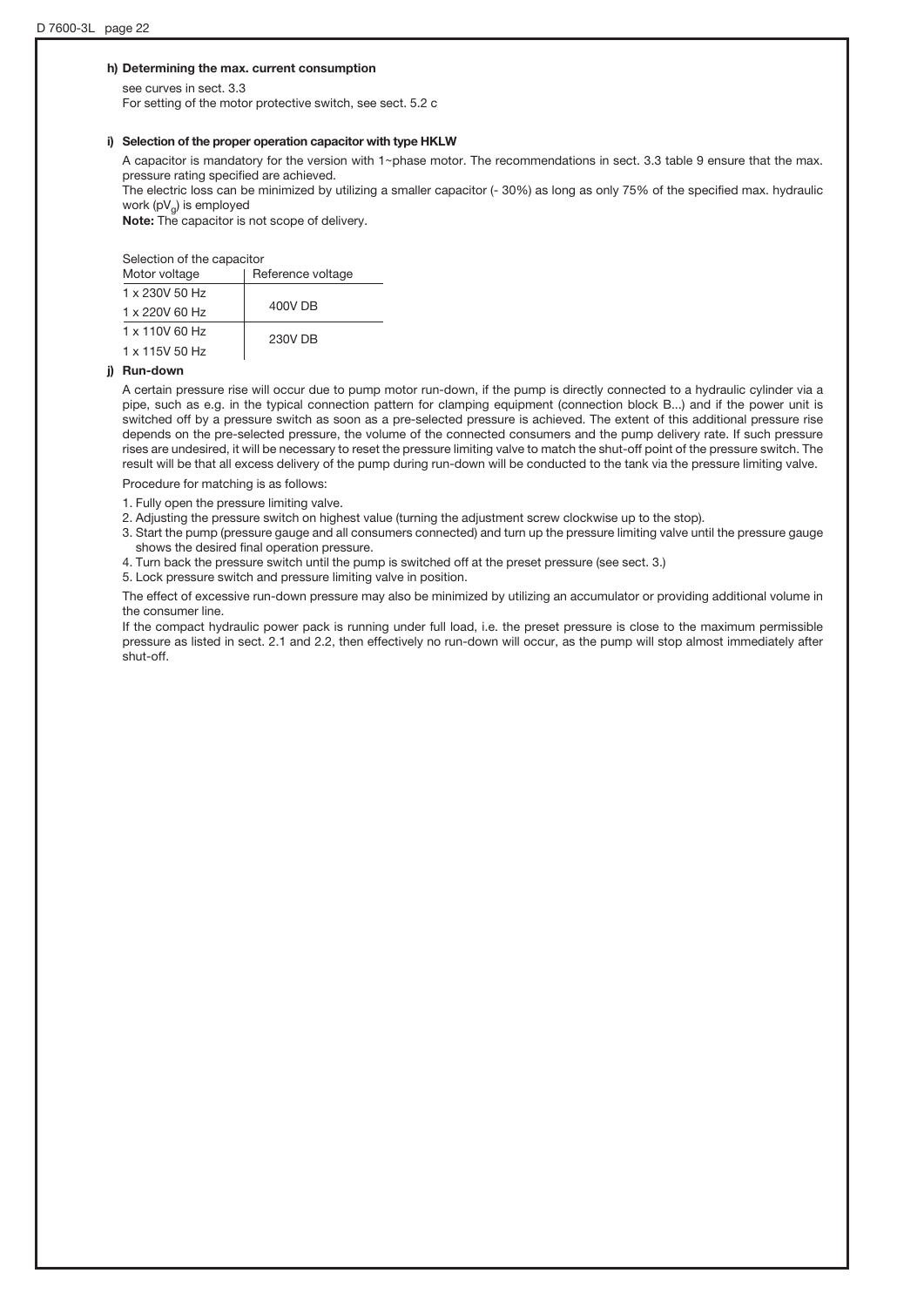#### h) Determining the max. current consumption

see curves in sect. 3.3
For setting of the motor protective switch, see sect. 5.2 c

#### i) Selection of the proper operation capacitor with type HKLW

A capacitor is mandatory for the version with 1~phase motor. The recommendations in sect. 3.3 table 9 ensure that the max. pressure rating specified are achieved.
The electric loss can be minimized by utilizing a smaller capacitor (- 30%) as long as only 75% of the specified max. hydraulic work ($pV_g$) is employed
**Note:** The capacitor is not scope of delivery.

Selection of the capacitor

| Motor voltage | Reference voltage |
|---|---|
| 1 x 230V 50 Hz<br>1 x 220V 60 Hz | 400V DB |
| 1 x 110V 60 Hz<br>1 x 115V 50 Hz | 230V DB |

#### j) Run-down

A certain pressure rise will occur due to pump motor run-down, if the pump is directly connected to a hydraulic cylinder via a pipe, such as e.g. in the typical connection pattern for clamping equipment (connection block B...) and if the power unit is switched off by a pressure switch as soon as a pre-selected pressure is achieved. The extent of this additional pressure rise depends on the pre-selected pressure, the volume of the connected consumers and the pump delivery rate. If such pressure rises are undesired, it will be necessary to reset the pressure limiting valve to match the shut-off point of the pressure switch. The result will be that all excess delivery of the pump during run-down will be conducted to the tank via the pressure limiting valve.

Procedure for matching is as follows:

1. Fully open the pressure limiting valve.
2. Adjusting the pressure switch on highest value (turning the adjustment screw clockwise up to the stop).
3. Start the pump (pressure gauge and all consumers connected) and turn up the pressure limiting valve until the pressure gauge shows the desired final operation pressure.
4. Turn back the pressure switch until the pump is switched off at the preset pressure (see sect. 3.)
5. Lock pressure switch and pressure limiting valve in position.

The effect of excessive run-down pressure may also be minimized by utilizing an accumulator or providing additional volume in the consumer line.
If the compact hydraulic power pack is running under full load, i.e. the preset pressure is close to the maximum permissible pressure as listed in sect. 2.1 and 2.2, then effectively no run-down will occur, as the pump will stop almost immediately after shut-off.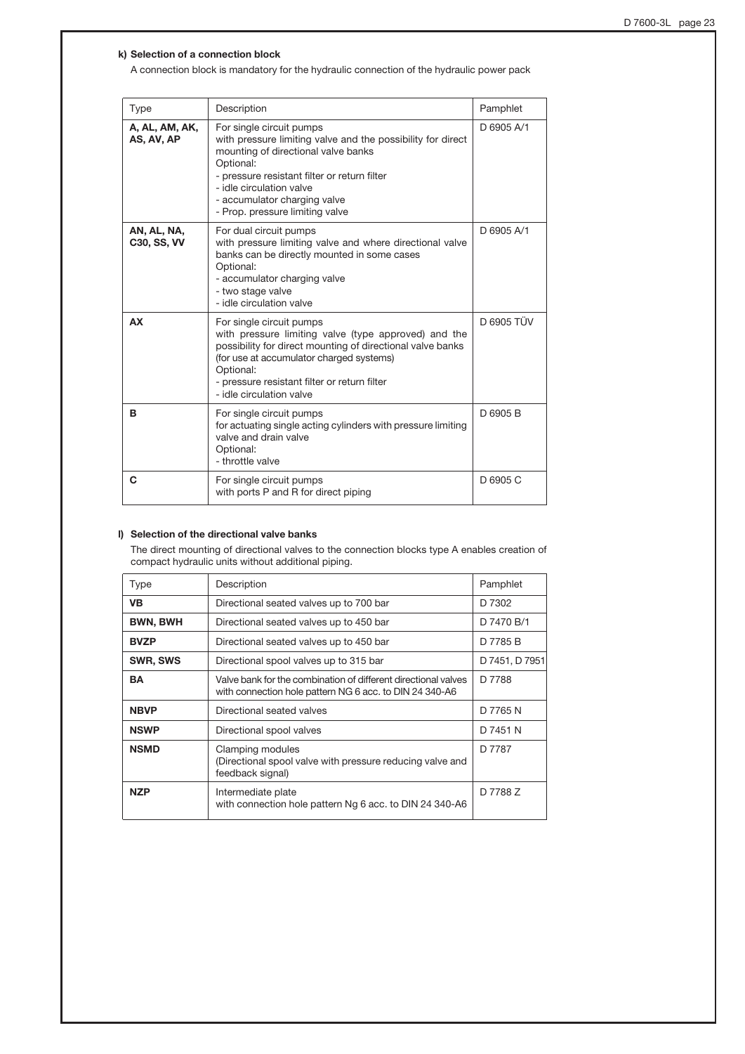### k) Selection of a connection block

A connection block is mandatory for the hydraulic connection of the hydraulic power pack

| Type | Description | Pamphlet |
|---|---|---|
| **A, AL, AM, AK, AS, AV, AP** | For single circuit pumps<br>with pressure limiting valve and the possibility for direct mounting of directional valve banks<br>Optional:<br>- pressure resistant filter or return filter<br>- idle circulation valve<br>- accumulator charging valve<br>- Prop. pressure limiting valve | D 6905 A/1 |
| **AN, AL, NA, C30, SS, VV** | For dual circuit pumps<br>with pressure limiting valve and where directional valve banks can be directly mounted in some cases<br>Optional:<br>- accumulator charging valve<br>- two stage valve<br>- idle circulation valve | D 6905 A/1 |
| **AX** | For single circuit pumps<br>with pressure limiting valve (type approved) and the possibility for direct mounting of directional valve banks (for use at accumulator charged systems)<br>Optional:<br>- pressure resistant filter or return filter<br>- idle circulation valve | D 6905 TÜV |
| **B** | For single circuit pumps<br>for actuating single acting cylinders with pressure limiting valve and drain valve<br>Optional:<br>- throttle valve | D 6905 B |
| **C** | For single circuit pumps<br>with ports P and R for direct piping | D 6905 C |

### l) Selection of the directional valve banks

The direct mounting of directional valves to the connection blocks type A enables creation of compact hydraulic units without additional piping.

| Type | Description | Pamphlet |
|---|---|---|
| **VB** | Directional seated valves up to 700 bar | D 7302 |
| **BWN, BWH** | Directional seated valves up to 450 bar | D 7470 B/1 |
| **BVZP** | Directional seated valves up to 450 bar | D 7785 B |
| **SWR, SWS** | Directional spool valves up to 315 bar | D 7451, D 7951 |
| **BA** | Valve bank for the combination of different directional valves with connection hole pattern NG 6 acc. to DIN 24 340-A6 | D 7788 |
| **NBVP** | Directional seated valves | D 7765 N |
| **NSWP** | Directional spool valves | D 7451 N |
| **NSMD** | Clamping modules<br>(Directional spool valve with pressure reducing valve and feedback signal) | D 7787 |
| **NZP** | Intermediate plate<br>with connection hole pattern Ng 6 acc. to DIN 24 340-A6 | D 7788 Z |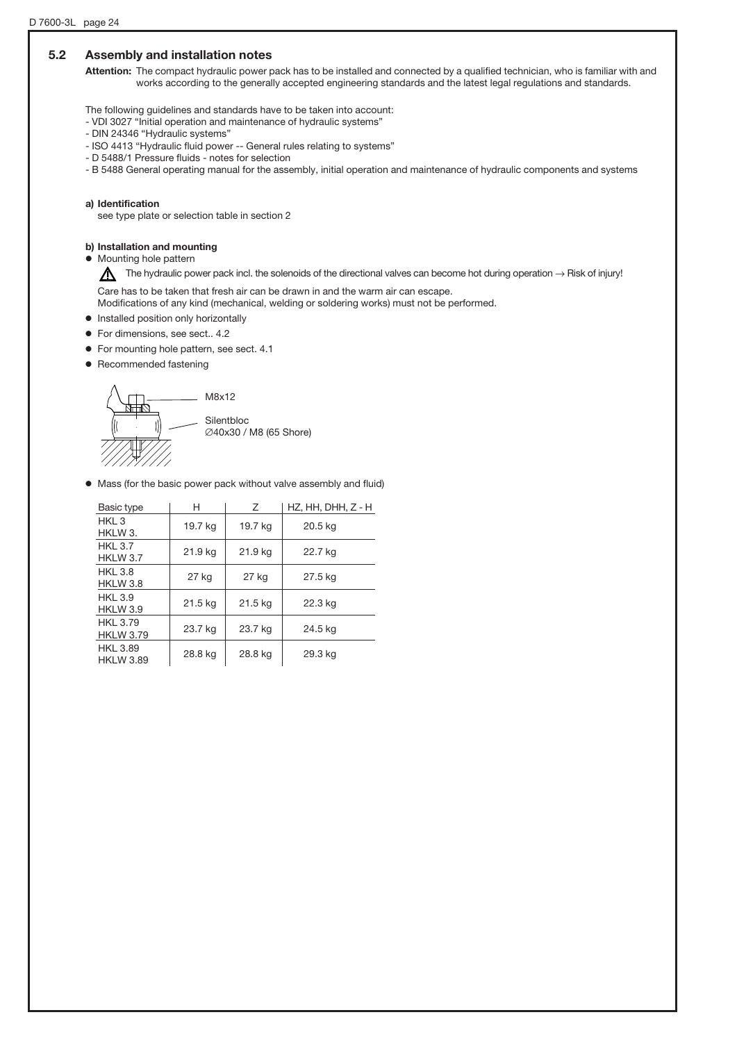## 5.2 Assembly and installation notes

**Attention:** The compact hydraulic power pack has to be installed and connected by a qualified technician, who is familiar with and works according to the generally accepted engineering standards and the latest legal regulations and standards.

The following guidelines and standards have to be taken into account:
- VDI 3027 "Initial operation and maintenance of hydraulic systems"
- DIN 24346 "Hydraulic systems"
- ISO 4413 "Hydraulic fluid power -- General rules relating to systems"
- D 5488/1 Pressure fluids - notes for selection
- B 5488 General operating manual for the assembly, initial operation and maintenance of hydraulic components and systems

**a) Identification**

see type plate or selection table in section 2

**b) Installation and mounting**

- Mounting hole pattern

  ⚠ The hydraulic power pack incl. the solenoids of the directional valves can become hot during operation → Risk of injury!

  Care has to be taken that fresh air can be drawn in and the warm air can escape.
  Modifications of any kind (mechanical, welding or soldering works) must not be performed.

- Installed position only horizontally
- For dimensions, see sect.. 4.2
- For mounting hole pattern, see sect. 4.1
- Recommended fastening

  M8x12

  Silentbloc
  ∅40x30 / M8 (65 Shore)

- Mass (for the basic power pack without valve assembly and fluid)

| Basic type | H | Z | HZ, HH, DHH, Z - H |
|---|---|---|---|
| HKL 3<br>HKLW 3. | 19.7 kg | 19.7 kg | 20.5 kg |
| HKL 3.7<br>HKLW 3.7 | 21.9 kg | 21.9 kg | 22.7 kg |
| HKL 3.8<br>HKLW 3.8 | 27 kg | 27 kg | 27.5 kg |
| HKL 3.9<br>HKLW 3.9 | 21.5 kg | 21.5 kg | 22.3 kg |
| HKL 3.79<br>HKLW 3.79 | 23.7 kg | 23.7 kg | 24.5 kg |
| HKL 3.89<br>HKLW 3.89 | 28.8 kg | 28.8 kg | 29.3 kg |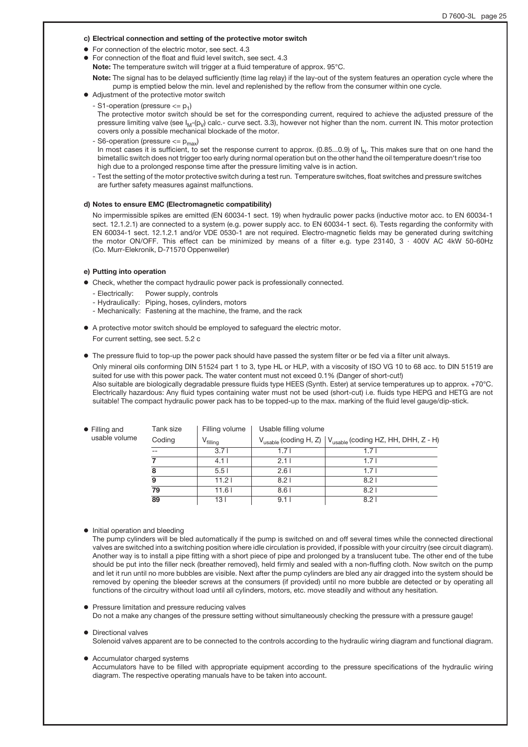#### c) Electrical connection and setting of the protective motor switch

- For connection of the electric motor, see sect. 4.3
- For connection of the float and fluid level switch, see sect. 4.3

  **Note:** The temperature switch will trigger at a fluid temperature of approx. 95°C.

  **Note:** The signal has to be delayed sufficiently (time lag relay) if the lay-out of the system features an operation cycle where the pump is emptied below the min. level and replenished by the reflow from the consumer within one cycle.
- Adjustment of the protective motor switch
  - S1-operation (pressure <= $p_1$)

    The protective motor switch should be set for the corresponding current, required to achieve the adjusted pressure of the pressure limiting valve (see $I_M$-($p_V$) calc.- curve sect. 3.3), however not higher than the nom. current IN. This motor protection covers only a possible mechanical blockade of the motor.
  - S6-operation (pressure <= $p_{max}$)

    In most cases it is sufficient, to set the response current to approx. (0.85...0.9) of $I_N$. This makes sure that on one hand the bimetallic switch does not trigger too early during normal operation but on the other hand the oil temperature doesn't rise too high due to a prolonged response time after the pressure limiting valve is in action.
  - Test the setting of the motor protective switch during a test run. Temperature switches, float switches and pressure switches are further safety measures against malfunctions.

#### d) Notes to ensure EMC (Electromagnetic compatibility)

No impermissible spikes are emitted (EN 60034-1 sect. 19) when hydraulic power packs (inductive motor acc. to EN 60034-1 sect. 12.1.2.1) are connected to a system (e.g. power supply acc. to EN 60034-1 sect. 6). Tests regarding the conformity with EN 60034-1 sect. 12.1.2.1 and/or VDE 0530-1 are not required. Electro-magnetic fields may be generated during switching the motor ON/OFF. This effect can be minimized by means of a filter e.g. type 23140, 3 · 400V AC 4kW 50-60Hz (Co. Murr-Elekronik, D-71570 Oppenweiler)

#### e) Putting into operation

- Check, whether the compact hydraulic power pack is professionally connected.
  - Electrically: Power supply, controls
  - Hydraulically: Piping, hoses, cylinders, motors
  - Mechanically: Fastening at the machine, the frame, and the rack
- A protective motor switch should be employed to safeguard the electric motor.

  For current setting, see sect. 5.2 c
- The pressure fluid to top-up the power pack should have passed the system filter or be fed via a filter unit always.

  Only mineral oils conforming DIN 51524 part 1 to 3, type HL or HLP, with a viscosity of ISO VG 10 to 68 acc. to DIN 51519 are suited for use with this power pack. The water content must not exceed 0.1% (Danger of short-cut!)
  Also suitable are biologically degradable pressure fluids type HEES (Synth. Ester) at service temperatures up to approx. +70°C. Electrically hazardous: Any fluid types containing water must not be used (short-cut) i.e. fluids type HEPG and HETG are not suitable! The compact hydraulic power pack has to be topped-up to the max. marking of the fluid level gauge/dip-stick.

- Filling and usable volume

| Tank size Coding | Filling volume $V_{filling}$ | Usable filling volume $V_{usable}$ (coding H, Z) | $V_{usable}$ (coding HZ, HH, DHH, Z - H) |
|---|---|---|---|
| -- | 3.7 l | 1.7 l | 1.7 l |
| **7** | 4.1 l | 2.1 l | 1.7 l |
| **8** | 5.5 l | 2.6 l | 1.7 l |
| **9** | 11.2 l | 8.2 l | 8.2 l |
| **79** | 11.6 l | 8.6 l | 8.2 l |
| **89** | 13 l | 9.1 l | 8.2 l |

- Initial operation and bleeding

  The pump cylinders will be bled automatically if the pump is switched on and off several times while the connected directional valves are switched into a switching position where idle circulation is provided, if possible with your circuitry (see circuit diagram). Another way is to install a pipe fitting with a short piece of pipe and prolonged by a translucent tube. The other end of the tube should be put into the filler neck (breather removed), held firmly and sealed with a non-fluffing cloth. Now switch on the pump and let it run until no more bubbles are visible. Next after the pump cylinders are bled any air dragged into the system should be removed by opening the bleeder screws at the consumers (if provided) until no more bubble are detected or by operating all functions of the circuitry without load until all cylinders, motors, etc. move steadily and without any hesitation.
- Pressure limitation and pressure reducing valves

  Do not a make any changes of the pressure setting without simultaneously checking the pressure with a pressure gauge!
- Directional valves

  Solenoid valves apparent are to be connected to the controls according to the hydraulic wiring diagram and functional diagram.
- Accumulator charged systems

  Accumulators have to be filled with appropriate equipment according to the pressure specifications of the hydraulic wiring diagram. The respective operating manuals have to be taken into account.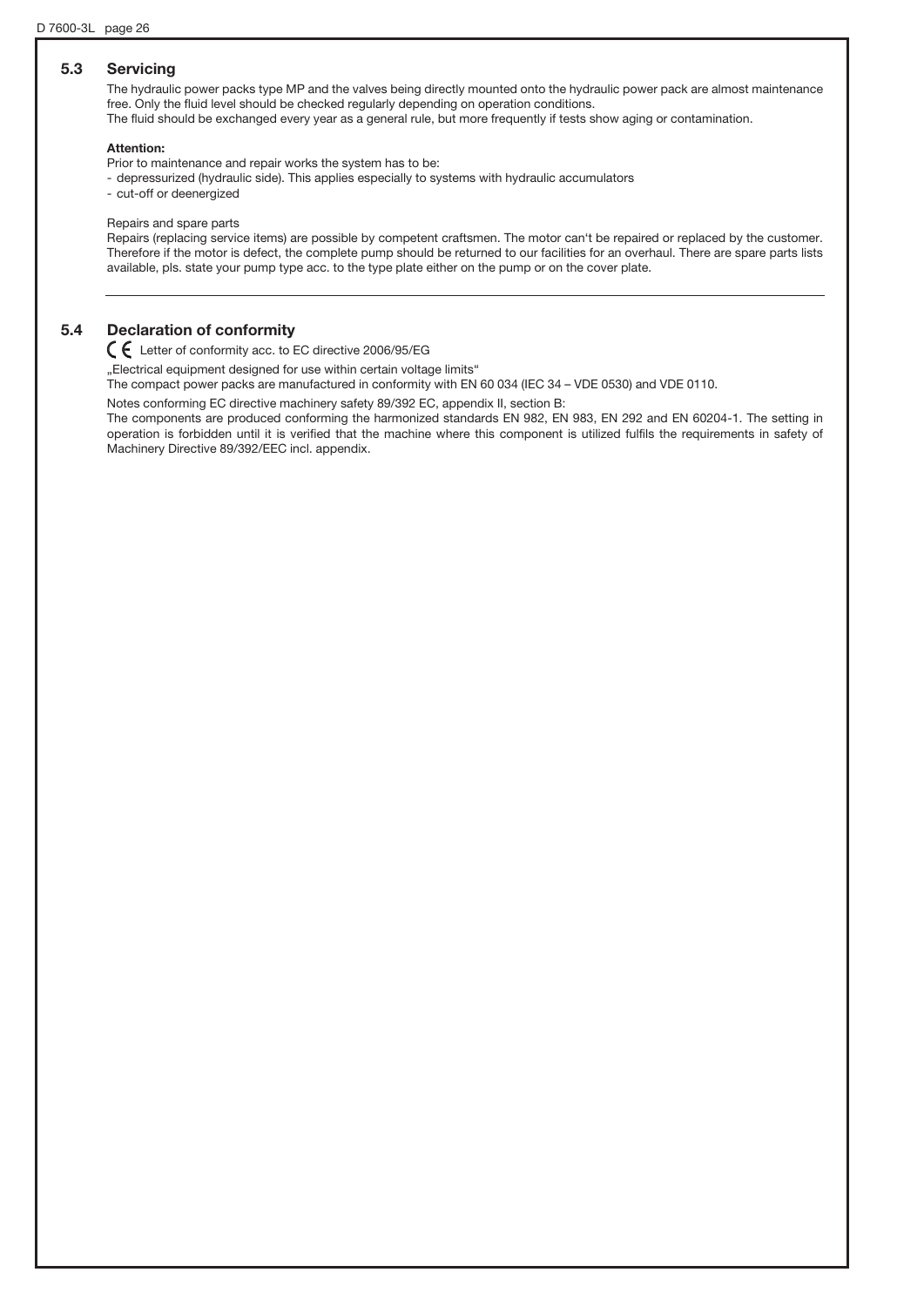## 5.3 Servicing

The hydraulic power packs type MP and the valves being directly mounted onto the hydraulic power pack are almost maintenance free. Only the fluid level should be checked regularly depending on operation conditions.
The fluid should be exchanged every year as a general rule, but more frequently if tests show aging or contamination.

**Attention:**

Prior to maintenance and repair works the system has to be:
- depressurized (hydraulic side). This applies especially to systems with hydraulic accumulators
- cut-off or deenergized

Repairs and spare parts

Repairs (replacing service items) are possible by competent craftsmen. The motor can't be repaired or replaced by the customer. Therefore if the motor is defect, the complete pump should be returned to our facilities for an overhaul. There are spare parts lists available, pls. state your pump type acc. to the type plate either on the pump or on the cover plate.

## 5.4 Declaration of conformity

CE Letter of conformity acc. to EC directive 2006/95/EG

„Electrical equipment designed for use within certain voltage limits“
The compact power packs are manufactured in conformity with EN 60 034 (IEC 34 – VDE 0530) and VDE 0110.

Notes conforming EC directive machinery safety 89/392 EC, appendix II, section B:
The components are produced conforming the harmonized standards EN 982, EN 983, EN 292 and EN 60204-1. The setting in operation is forbidden until it is verified that the machine where this component is utilized fulfils the requirements in safety of Machinery Directive 89/392/EEC incl. appendix.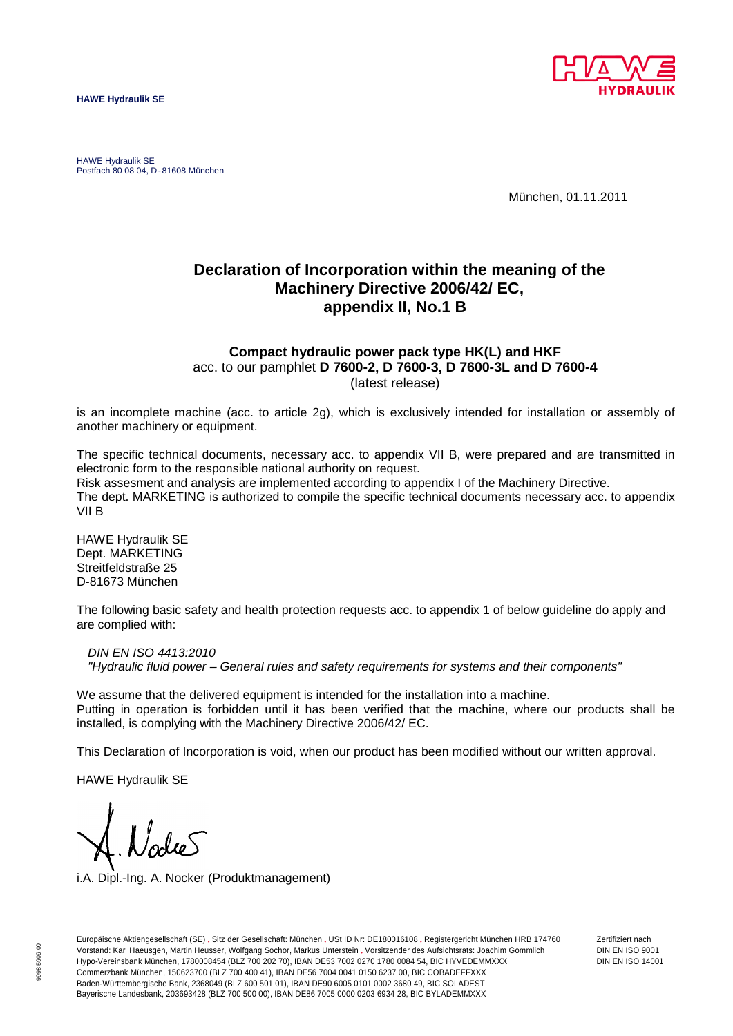**HAWE Hydraulik SE**

HAWE Hydraulik SE
Postfach 80 08 04, D-81608 München

München, 01.11.2011

## Declaration of Incorporation within the meaning of the Machinery Directive 2006/42/ EC, appendix II, No.1 B

**Compact hydraulic power pack type HK(L) and HKF**
acc. to our pamphlet **D 7600-2, D 7600-3, D 7600-3L and D 7600-4**
(latest release)

is an incomplete machine (acc. to article 2g), which is exclusively intended for installation or assembly of another machinery or equipment.

The specific technical documents, necessary acc. to appendix VII B, were prepared and are transmitted in electronic form to the responsible national authority on request.
Risk assesment and analysis are implemented according to appendix I of the Machinery Directive.
The dept. MARKETING is authorized to compile the specific technical documents necessary acc. to appendix VII B

HAWE Hydraulik SE
Dept. MARKETING
Streitfeldstraße 25
D-81673 München

The following basic safety and health protection requests acc. to appendix 1 of below guideline do apply and are complied with:

*DIN EN ISO 4413:2010*
*"Hydraulic fluid power – General rules and safety requirements for systems and their components"*

We assume that the delivered equipment is intended for the installation into a machine.
Putting in operation is forbidden until it has been verified that the machine, where our products shall be installed, is complying with the Machinery Directive 2006/42/ EC.

This Declaration of Incorporation is void, when our product has been modified without our written approval.

HAWE Hydraulik SE

i.A. Dipl.-Ing. A. Nocker (Produktmanagement)

Europäische Aktiengesellschaft (SE) . Sitz der Gesellschaft: München . USt ID Nr: DE180016108 . Registergericht München HRB 174760
Vorstand: Karl Haeusgen, Martin Heusser, Wolfgang Sochor, Markus Unterstein . Vorsitzender des Aufsichtsrats: Joachim Gommlich
Hypo-Vereinsbank München, 1780008454 (BLZ 700 202 70), IBAN DE53 7002 0270 1780 0084 54, BIC HYVEDEMMXXX
Commerzbank München, 150623700 (BLZ 700 400 41), IBAN DE56 7004 0041 0150 6237 00, BIC COBADEFFXXX
Baden-Württembergische Bank, 2368049 (BLZ 600 501 01), IBAN DE90 6005 0101 0002 3680 49, BIC SOLADEST
Bayerische Landesbank, 203693428 (BLZ 700 500 00), IBAN DE86 7005 0000 0203 6934 28, BIC BYLADEMMXXX

Zertifiziert nach
DIN EN ISO 9001
DIN EN ISO 14001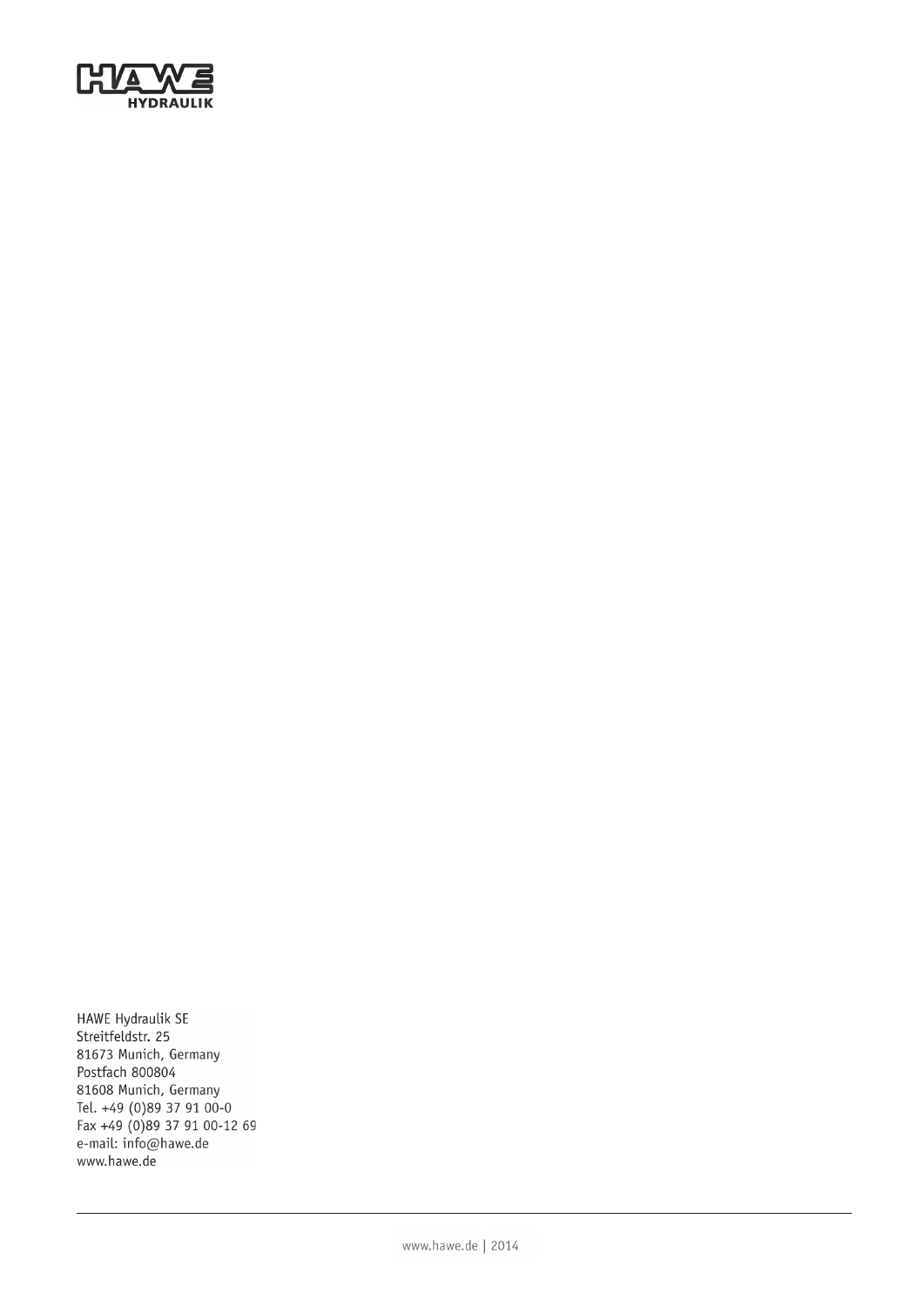HAWE Hydraulik SE
Streitfeldstr. 25
81673 Munich, Germany
Postfach 800804
81608 Munich, Germany
Tel. +49 (0)89 37 91 00-0
Fax +49 (0)89 37 91 00-12 69
e-mail: info@hawe.de
www.hawe.de